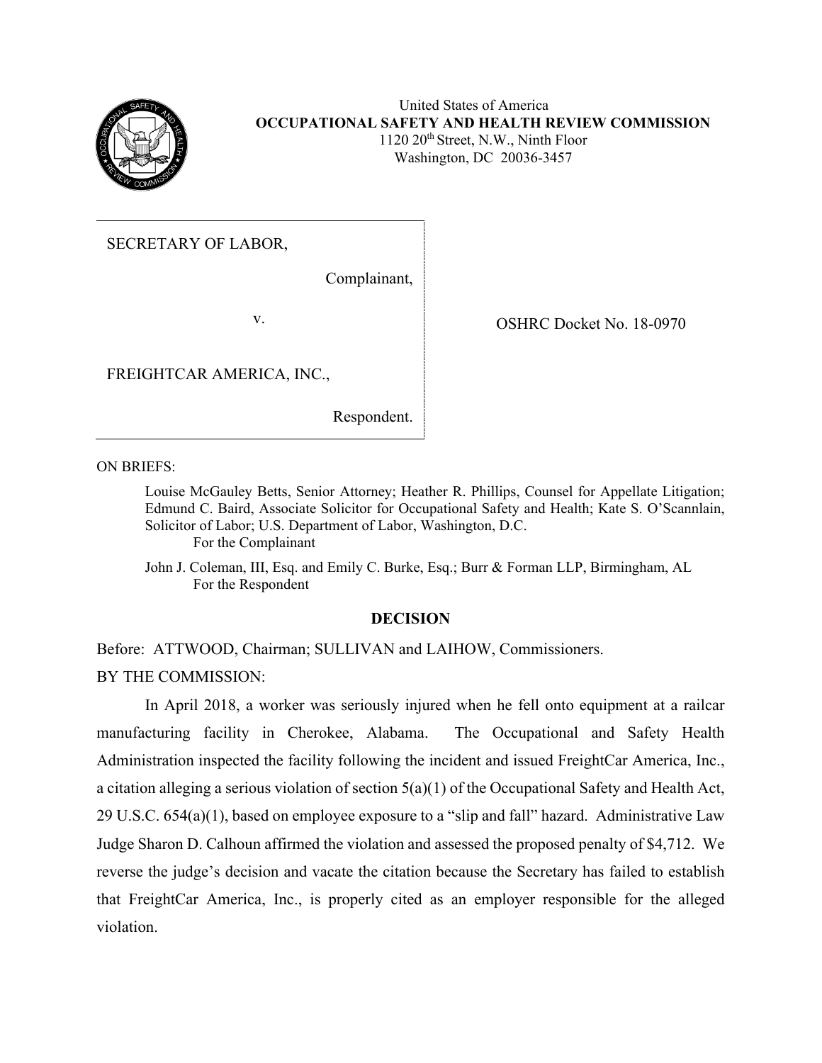United States of America
**OCCUPATIONAL SAFETY AND HEALTH REVIEW COMMISSION**
1120 20th Street, N.W., Ninth Floor
Washington, DC 20036-3457

| | |
|---|---|
| SECRETARY OF LABOR,<br><br>Complainant,<br><br>v.<br><br>FREIGHTCAR AMERICA, INC.,<br><br>Respondent. | OSHRC Docket No. 18-0970 |

ON BRIEFS:

Louise McGauley Betts, Senior Attorney; Heather R. Phillips, Counsel for Appellate Litigation; Edmund C. Baird, Associate Solicitor for Occupational Safety and Health; Kate S. O'Scannlain, Solicitor of Labor; U.S. Department of Labor, Washington, D.C.
For the Complainant

John J. Coleman, III, Esq. and Emily C. Burke, Esq.; Burr & Forman LLP, Birmingham, AL
For the Respondent

## DECISION

Before: ATTWOOD, Chairman; SULLIVAN and LAIHOW, Commissioners.

BY THE COMMISSION:

In April 2018, a worker was seriously injured when he fell onto equipment at a railcar manufacturing facility in Cherokee, Alabama. The Occupational and Safety Health Administration inspected the facility following the incident and issued FreightCar America, Inc., a citation alleging a serious violation of section 5(a)(1) of the Occupational Safety and Health Act, 29 U.S.C. 654(a)(1), based on employee exposure to a "slip and fall" hazard. Administrative Law Judge Sharon D. Calhoun affirmed the violation and assessed the proposed penalty of $4,712. We reverse the judge's decision and vacate the citation because the Secretary has failed to establish that FreightCar America, Inc., is properly cited as an employer responsible for the alleged violation.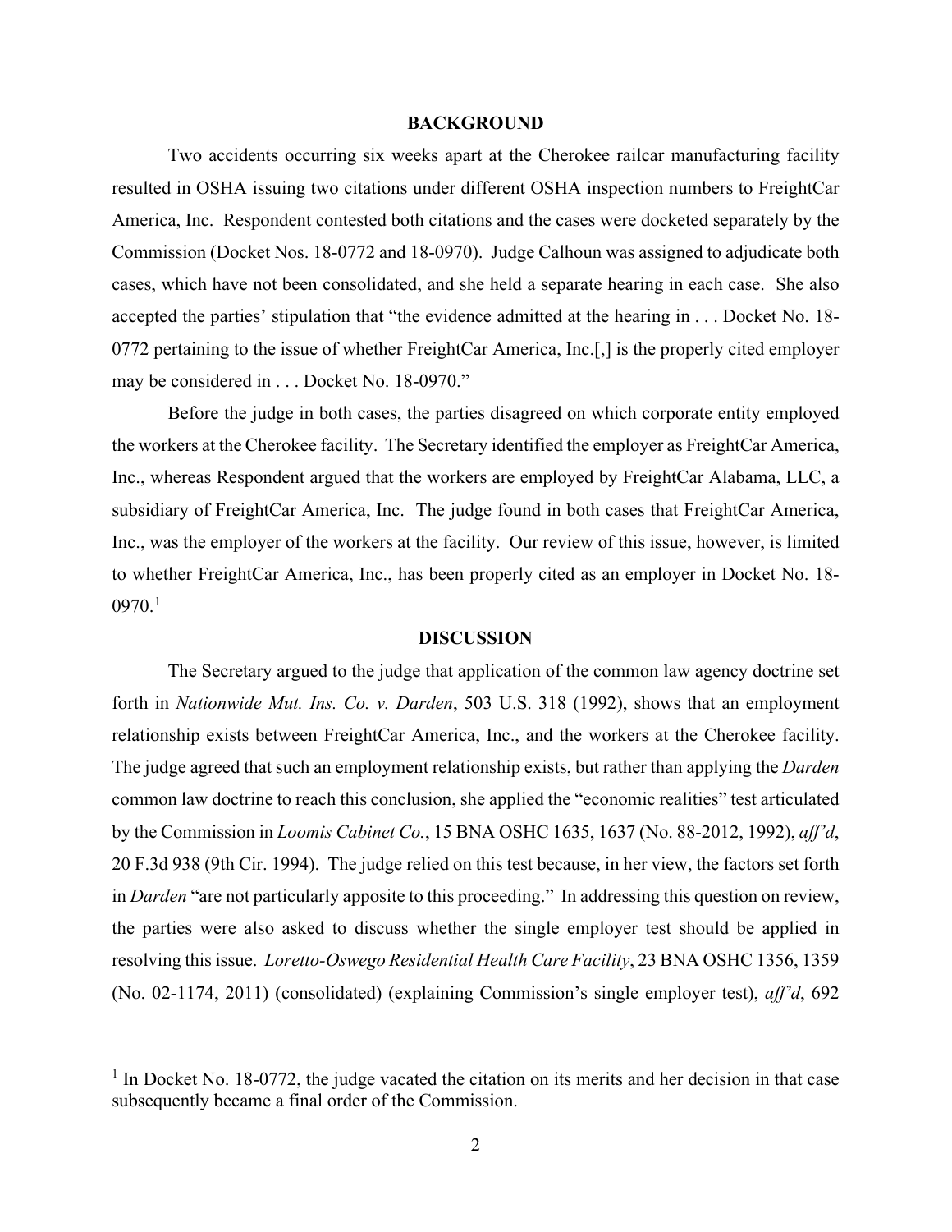## BACKGROUND

Two accidents occurring six weeks apart at the Cherokee railcar manufacturing facility resulted in OSHA issuing two citations under different OSHA inspection numbers to FreightCar America, Inc. Respondent contested both citations and the cases were docketed separately by the Commission (Docket Nos. 18-0772 and 18-0970). Judge Calhoun was assigned to adjudicate both cases, which have not been consolidated, and she held a separate hearing in each case. She also accepted the parties' stipulation that "the evidence admitted at the hearing in . . . Docket No. 18-0772 pertaining to the issue of whether FreightCar America, Inc.[,] is the properly cited employer may be considered in . . . Docket No. 18-0970."

Before the judge in both cases, the parties disagreed on which corporate entity employed the workers at the Cherokee facility. The Secretary identified the employer as FreightCar America, Inc., whereas Respondent argued that the workers are employed by FreightCar Alabama, LLC, a subsidiary of FreightCar America, Inc. The judge found in both cases that FreightCar America, Inc., was the employer of the workers at the facility. Our review of this issue, however, is limited to whether FreightCar America, Inc., has been properly cited as an employer in Docket No. 18-0970.[1]

## DISCUSSION

The Secretary argued to the judge that application of the common law agency doctrine set forth in *Nationwide Mut. Ins. Co. v. Darden*, 503 U.S. 318 (1992), shows that an employment relationship exists between FreightCar America, Inc., and the workers at the Cherokee facility. The judge agreed that such an employment relationship exists, but rather than applying the *Darden* common law doctrine to reach this conclusion, she applied the "economic realities" test articulated by the Commission in *Loomis Cabinet Co.*, 15 BNA OSHC 1635, 1637 (No. 88-2012, 1992), *aff'd*, 20 F.3d 938 (9th Cir. 1994). The judge relied on this test because, in her view, the factors set forth in *Darden* "are not particularly apposite to this proceeding." In addressing this question on review, the parties were also asked to discuss whether the single employer test should be applied in resolving this issue. *Loretto-Oswego Residential Health Care Facility*, 23 BNA OSHC 1356, 1359 (No. 02-1174, 2011) (consolidated) (explaining Commission's single employer test), *aff'd*, 692

---

[1] In Docket No. 18-0772, the judge vacated the citation on its merits and her decision in that case subsequently became a final order of the Commission.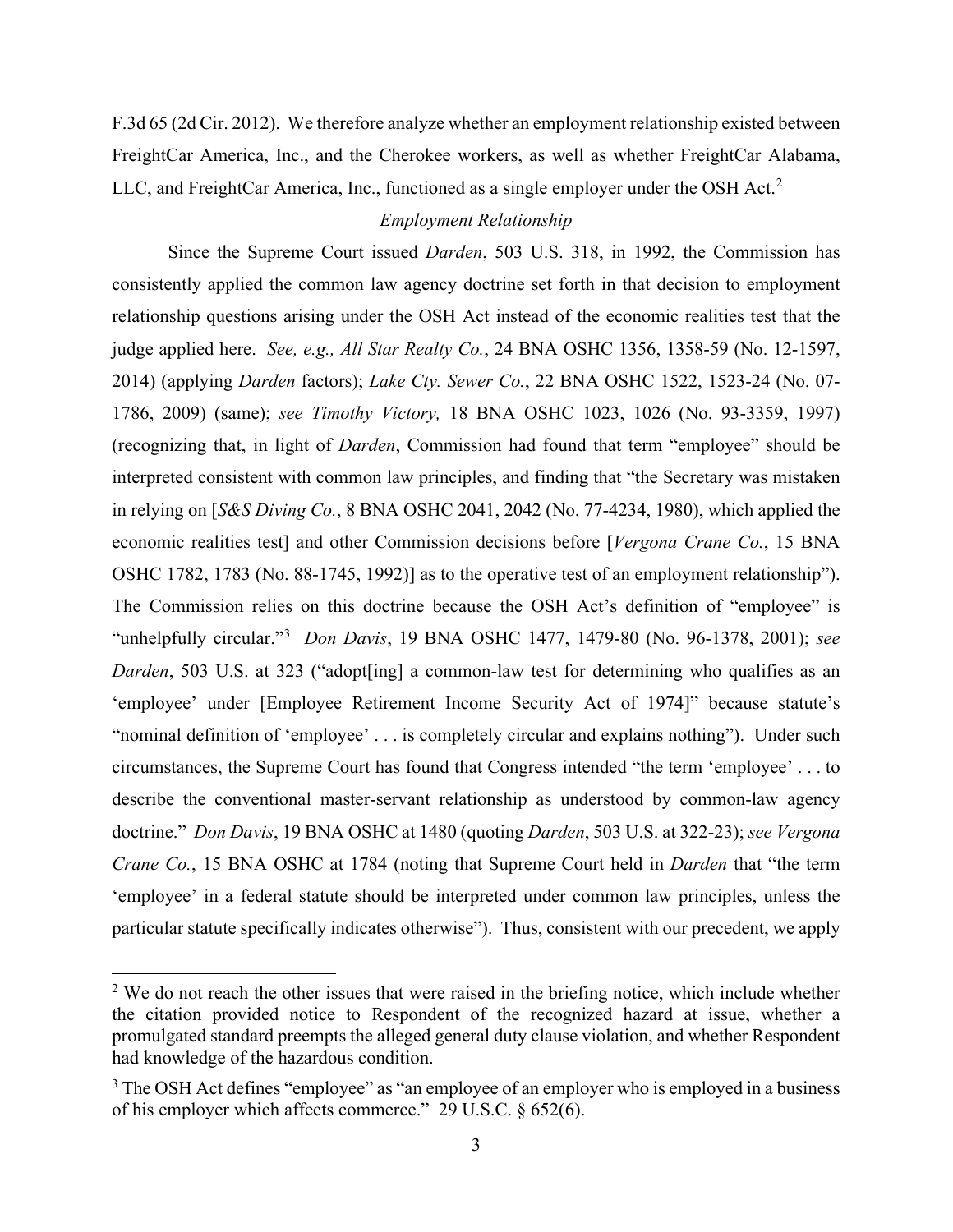F.3d 65 (2d Cir. 2012). We therefore analyze whether an employment relationship existed between FreightCar America, Inc., and the Cherokee workers, as well as whether FreightCar Alabama, LLC, and FreightCar America, Inc., functioned as a single employer under the OSH Act.[2]

*Employment Relationship*

Since the Supreme Court issued *Darden*, 503 U.S. 318, in 1992, the Commission has consistently applied the common law agency doctrine set forth in that decision to employment relationship questions arising under the OSH Act instead of the economic realities test that the judge applied here. *See, e.g., All Star Realty Co.*, 24 BNA OSHC 1356, 1358-59 (No. 12-1597, 2014) (applying *Darden* factors); *Lake Cty. Sewer Co.*, 22 BNA OSHC 1522, 1523-24 (No. 07-1786, 2009) (same); *see Timothy Victory,* 18 BNA OSHC 1023, 1026 (No. 93-3359, 1997) (recognizing that, in light of *Darden*, Commission had found that term "employee" should be interpreted consistent with common law principles, and finding that "the Secretary was mistaken in relying on [*S&S Diving Co.*, 8 BNA OSHC 2041, 2042 (No. 77-4234, 1980), which applied the economic realities test] and other Commission decisions before [*Vergona Crane Co.*, 15 BNA OSHC 1782, 1783 (No. 88-1745, 1992)] as to the operative test of an employment relationship"). The Commission relies on this doctrine because the OSH Act's definition of "employee" is "unhelpfully circular."[3] *Don Davis*, 19 BNA OSHC 1477, 1479-80 (No. 96-1378, 2001); *see Darden*, 503 U.S. at 323 ("adopt[ing] a common-law test for determining who qualifies as an 'employee' under [Employee Retirement Income Security Act of 1974]" because statute's "nominal definition of 'employee' . . . is completely circular and explains nothing"). Under such circumstances, the Supreme Court has found that Congress intended "the term 'employee' . . . to describe the conventional master-servant relationship as understood by common-law agency doctrine." *Don Davis*, 19 BNA OSHC at 1480 (quoting *Darden*, 503 U.S. at 322-23); *see Vergona Crane Co.*, 15 BNA OSHC at 1784 (noting that Supreme Court held in *Darden* that "the term 'employee' in a federal statute should be interpreted under common law principles, unless the particular statute specifically indicates otherwise"). Thus, consistent with our precedent, we apply

[2] We do not reach the other issues that were raised in the briefing notice, which include whether the citation provided notice to Respondent of the recognized hazard at issue, whether a promulgated standard preempts the alleged general duty clause violation, and whether Respondent had knowledge of the hazardous condition.

[3] The OSH Act defines "employee" as "an employee of an employer who is employed in a business of his employer which affects commerce." 29 U.S.C. § 652(6).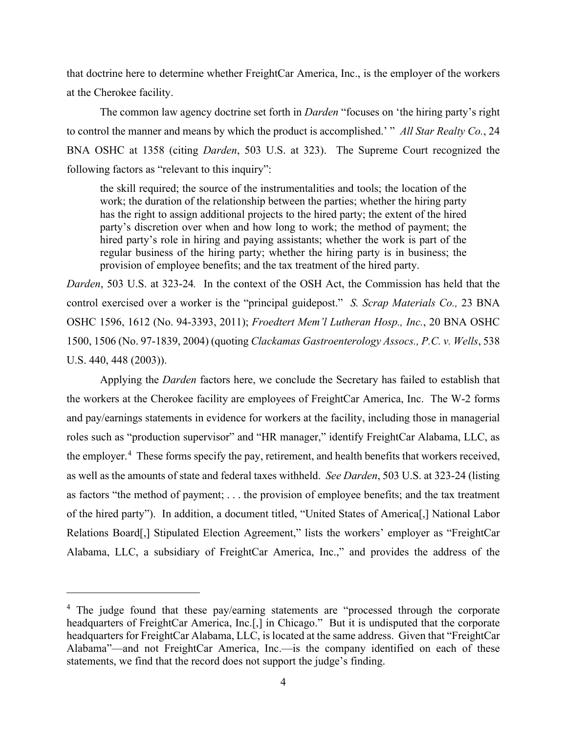that doctrine here to determine whether FreightCar America, Inc., is the employer of the workers at the Cherokee facility.

The common law agency doctrine set forth in *Darden* "focuses on 'the hiring party's right to control the manner and means by which the product is accomplished.' " *All Star Realty Co.*, 24 BNA OSHC at 1358 (citing *Darden*, 503 U.S. at 323). The Supreme Court recognized the following factors as "relevant to this inquiry":

> the skill required; the source of the instrumentalities and tools; the location of the work; the duration of the relationship between the parties; whether the hiring party has the right to assign additional projects to the hired party; the extent of the hired party's discretion over when and how long to work; the method of payment; the hired party's role in hiring and paying assistants; whether the work is part of the regular business of the hiring party; whether the hiring party is in business; the provision of employee benefits; and the tax treatment of the hired party.

*Darden*, 503 U.S. at 323-24*.* In the context of the OSH Act, the Commission has held that the control exercised over a worker is the "principal guidepost." *S. Scrap Materials Co.,* 23 BNA OSHC 1596, 1612 (No. 94-3393, 2011); *Froedtert Mem'l Lutheran Hosp., Inc.*, 20 BNA OSHC 1500, 1506 (No. 97-1839, 2004) (quoting *Clackamas Gastroenterology Assocs., P.C. v. Wells*, 538 U.S. 440, 448 (2003)).

Applying the *Darden* factors here, we conclude the Secretary has failed to establish that the workers at the Cherokee facility are employees of FreightCar America, Inc. The W-2 forms and pay/earnings statements in evidence for workers at the facility, including those in managerial roles such as "production supervisor" and "HR manager," identify FreightCar Alabama, LLC, as the employer.[4] These forms specify the pay, retirement, and health benefits that workers received, as well as the amounts of state and federal taxes withheld. *See Darden*, 503 U.S. at 323-24 (listing as factors "the method of payment; . . . the provision of employee benefits; and the tax treatment of the hired party"). In addition, a document titled, "United States of America[,] National Labor Relations Board[,] Stipulated Election Agreement," lists the workers' employer as "FreightCar Alabama, LLC, a subsidiary of FreightCar America, Inc.," and provides the address of the

---

[4] The judge found that these pay/earning statements are "processed through the corporate headquarters of FreightCar America, Inc.[,] in Chicago." But it is undisputed that the corporate headquarters for FreightCar Alabama, LLC, is located at the same address. Given that "FreightCar Alabama"—and not FreightCar America, Inc.—is the company identified on each of these statements, we find that the record does not support the judge's finding.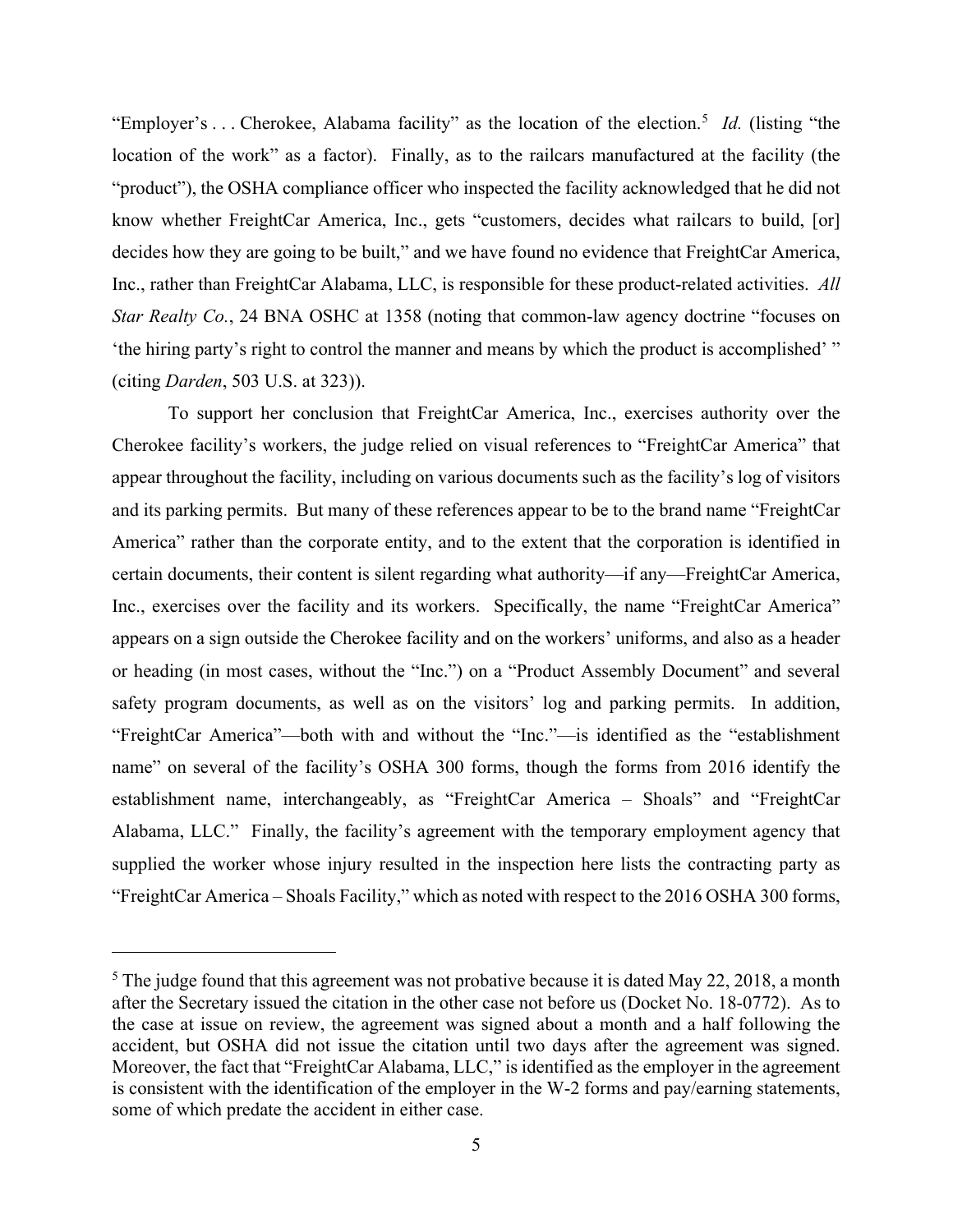"Employer's . . . Cherokee, Alabama facility" as the location of the election.[5] *Id.* (listing "the location of the work" as a factor). Finally, as to the railcars manufactured at the facility (the "product"), the OSHA compliance officer who inspected the facility acknowledged that he did not know whether FreightCar America, Inc., gets "customers, decides what railcars to build, [or] decides how they are going to be built," and we have found no evidence that FreightCar America, Inc., rather than FreightCar Alabama, LLC, is responsible for these product-related activities. *All Star Realty Co.*, 24 BNA OSHC at 1358 (noting that common-law agency doctrine "focuses on 'the hiring party's right to control the manner and means by which the product is accomplished' " (citing *Darden*, 503 U.S. at 323)).

To support her conclusion that FreightCar America, Inc., exercises authority over the Cherokee facility's workers, the judge relied on visual references to "FreightCar America" that appear throughout the facility, including on various documents such as the facility's log of visitors and its parking permits. But many of these references appear to be to the brand name "FreightCar America" rather than the corporate entity, and to the extent that the corporation is identified in certain documents, their content is silent regarding what authority—if any—FreightCar America, Inc., exercises over the facility and its workers. Specifically, the name "FreightCar America" appears on a sign outside the Cherokee facility and on the workers' uniforms, and also as a header or heading (in most cases, without the "Inc.") on a "Product Assembly Document" and several safety program documents, as well as on the visitors' log and parking permits. In addition, "FreightCar America"—both with and without the "Inc."—is identified as the "establishment name" on several of the facility's OSHA 300 forms, though the forms from 2016 identify the establishment name, interchangeably, as "FreightCar America – Shoals" and "FreightCar Alabama, LLC." Finally, the facility's agreement with the temporary employment agency that supplied the worker whose injury resulted in the inspection here lists the contracting party as "FreightCar America – Shoals Facility," which as noted with respect to the 2016 OSHA 300 forms,

---

[5] The judge found that this agreement was not probative because it is dated May 22, 2018, a month after the Secretary issued the citation in the other case not before us (Docket No. 18-0772). As to the case at issue on review, the agreement was signed about a month and a half following the accident, but OSHA did not issue the citation until two days after the agreement was signed. Moreover, the fact that "FreightCar Alabama, LLC," is identified as the employer in the agreement is consistent with the identification of the employer in the W-2 forms and pay/earning statements, some of which predate the accident in either case.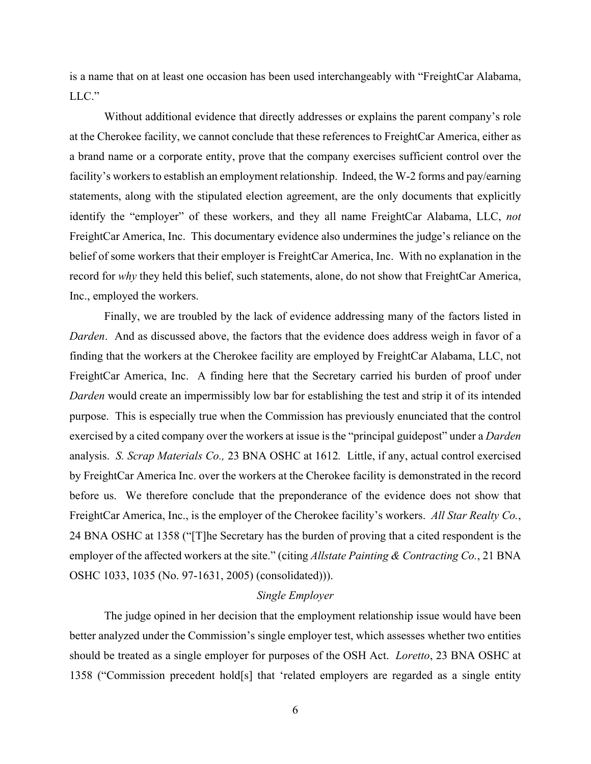is a name that on at least one occasion has been used interchangeably with "FreightCar Alabama, LLC."

Without additional evidence that directly addresses or explains the parent company's role at the Cherokee facility, we cannot conclude that these references to FreightCar America, either as a brand name or a corporate entity, prove that the company exercises sufficient control over the facility's workers to establish an employment relationship. Indeed, the W-2 forms and pay/earning statements, along with the stipulated election agreement, are the only documents that explicitly identify the "employer" of these workers, and they all name FreightCar Alabama, LLC, *not* FreightCar America, Inc. This documentary evidence also undermines the judge's reliance on the belief of some workers that their employer is FreightCar America, Inc. With no explanation in the record for *why* they held this belief, such statements, alone, do not show that FreightCar America, Inc., employed the workers.

Finally, we are troubled by the lack of evidence addressing many of the factors listed in *Darden*. And as discussed above, the factors that the evidence does address weigh in favor of a finding that the workers at the Cherokee facility are employed by FreightCar Alabama, LLC, not FreightCar America, Inc. A finding here that the Secretary carried his burden of proof under *Darden* would create an impermissibly low bar for establishing the test and strip it of its intended purpose. This is especially true when the Commission has previously enunciated that the control exercised by a cited company over the workers at issue is the "principal guidepost" under a *Darden* analysis. *S. Scrap Materials Co.,* 23 BNA OSHC at 1612*.* Little, if any, actual control exercised by FreightCar America Inc. over the workers at the Cherokee facility is demonstrated in the record before us. We therefore conclude that the preponderance of the evidence does not show that FreightCar America, Inc., is the employer of the Cherokee facility's workers. *All Star Realty Co.*, 24 BNA OSHC at 1358 ("[T]he Secretary has the burden of proving that a cited respondent is the employer of the affected workers at the site." (citing *Allstate Painting & Contracting Co.*, 21 BNA OSHC 1033, 1035 (No. 97-1631, 2005) (consolidated))).

*Single Employer*

The judge opined in her decision that the employment relationship issue would have been better analyzed under the Commission's single employer test, which assesses whether two entities should be treated as a single employer for purposes of the OSH Act. *Loretto*, 23 BNA OSHC at 1358 ("Commission precedent hold[s] that 'related employers are regarded as a single entity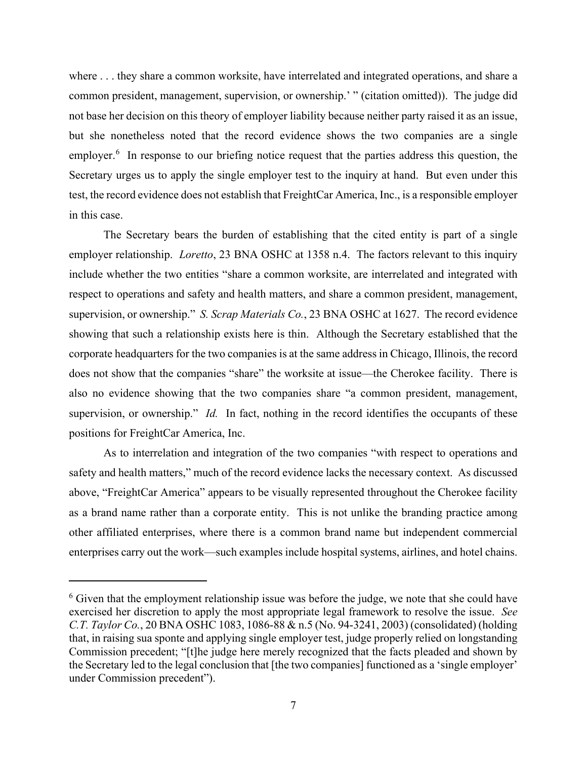where . . . they share a common worksite, have interrelated and integrated operations, and share a common president, management, supervision, or ownership.' " (citation omitted)). The judge did not base her decision on this theory of employer liability because neither party raised it as an issue, but she nonetheless noted that the record evidence shows the two companies are a single employer.[6] In response to our briefing notice request that the parties address this question, the Secretary urges us to apply the single employer test to the inquiry at hand. But even under this test, the record evidence does not establish that FreightCar America, Inc., is a responsible employer in this case.

The Secretary bears the burden of establishing that the cited entity is part of a single employer relationship. *Loretto*, 23 BNA OSHC at 1358 n.4. The factors relevant to this inquiry include whether the two entities "share a common worksite, are interrelated and integrated with respect to operations and safety and health matters, and share a common president, management, supervision, or ownership." *S. Scrap Materials Co.*, 23 BNA OSHC at 1627. The record evidence showing that such a relationship exists here is thin. Although the Secretary established that the corporate headquarters for the two companies is at the same address in Chicago, Illinois, the record does not show that the companies "share" the worksite at issue—the Cherokee facility. There is also no evidence showing that the two companies share "a common president, management, supervision, or ownership." *Id.* In fact, nothing in the record identifies the occupants of these positions for FreightCar America, Inc.

As to interrelation and integration of the two companies "with respect to operations and safety and health matters," much of the record evidence lacks the necessary context. As discussed above, "FreightCar America" appears to be visually represented throughout the Cherokee facility as a brand name rather than a corporate entity. This is not unlike the branding practice among other affiliated enterprises, where there is a common brand name but independent commercial enterprises carry out the work—such examples include hospital systems, airlines, and hotel chains.

---

[6] Given that the employment relationship issue was before the judge, we note that she could have exercised her discretion to apply the most appropriate legal framework to resolve the issue. *See C.T. Taylor Co.*, 20 BNA OSHC 1083, 1086-88 & n.5 (No. 94-3241, 2003) (consolidated) (holding that, in raising sua sponte and applying single employer test, judge properly relied on longstanding Commission precedent; "[t]he judge here merely recognized that the facts pleaded and shown by the Secretary led to the legal conclusion that [the two companies] functioned as a 'single employer' under Commission precedent").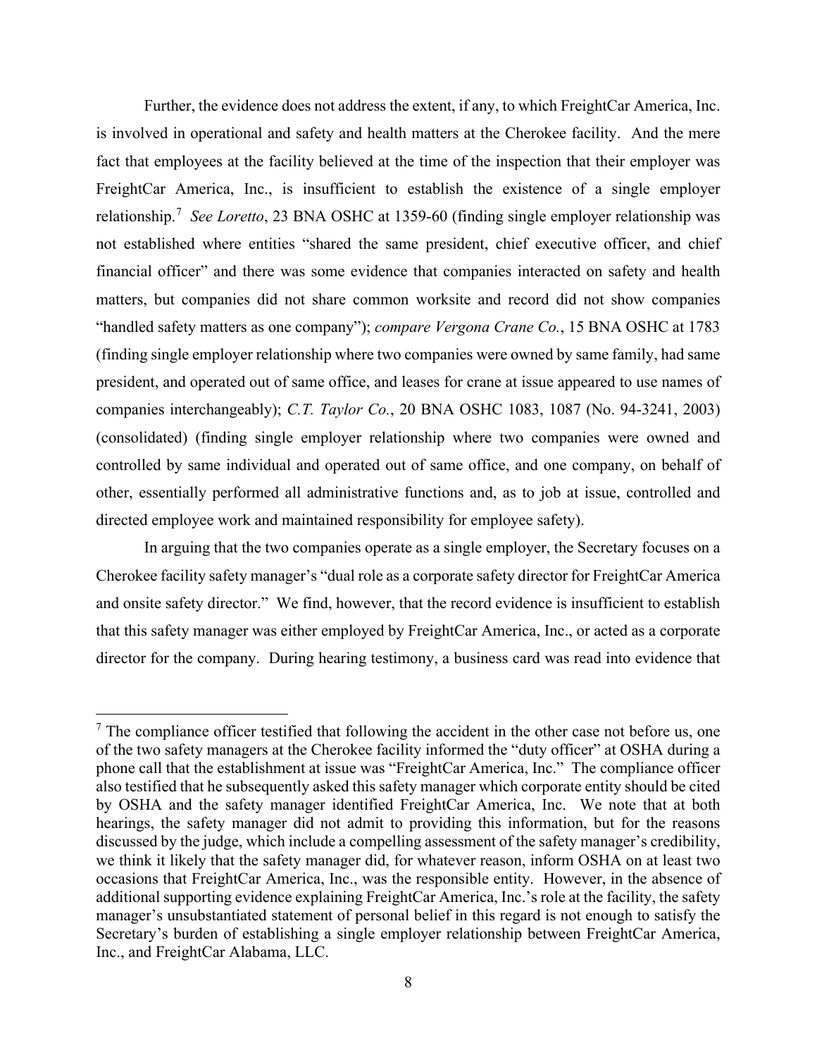Further, the evidence does not address the extent, if any, to which FreightCar America, Inc. is involved in operational and safety and health matters at the Cherokee facility. And the mere fact that employees at the facility believed at the time of the inspection that their employer was FreightCar America, Inc., is insufficient to establish the existence of a single employer relationship.[7] *See Loretto*, 23 BNA OSHC at 1359-60 (finding single employer relationship was not established where entities "shared the same president, chief executive officer, and chief financial officer" and there was some evidence that companies interacted on safety and health matters, but companies did not share common worksite and record did not show companies "handled safety matters as one company"); *compare Vergona Crane Co.*, 15 BNA OSHC at 1783 (finding single employer relationship where two companies were owned by same family, had same president, and operated out of same office, and leases for crane at issue appeared to use names of companies interchangeably); *C.T. Taylor Co.*, 20 BNA OSHC 1083, 1087 (No. 94-3241, 2003) (consolidated) (finding single employer relationship where two companies were owned and controlled by same individual and operated out of same office, and one company, on behalf of other, essentially performed all administrative functions and, as to job at issue, controlled and directed employee work and maintained responsibility for employee safety).

In arguing that the two companies operate as a single employer, the Secretary focuses on a Cherokee facility safety manager's "dual role as a corporate safety director for FreightCar America and onsite safety director." We find, however, that the record evidence is insufficient to establish that this safety manager was either employed by FreightCar America, Inc., or acted as a corporate director for the company. During hearing testimony, a business card was read into evidence that

[7] The compliance officer testified that following the accident in the other case not before us, one of the two safety managers at the Cherokee facility informed the "duty officer" at OSHA during a phone call that the establishment at issue was "FreightCar America, Inc." The compliance officer also testified that he subsequently asked this safety manager which corporate entity should be cited by OSHA and the safety manager identified FreightCar America, Inc. We note that at both hearings, the safety manager did not admit to providing this information, but for the reasons discussed by the judge, which include a compelling assessment of the safety manager's credibility, we think it likely that the safety manager did, for whatever reason, inform OSHA on at least two occasions that FreightCar America, Inc., was the responsible entity. However, in the absence of additional supporting evidence explaining FreightCar America, Inc.'s role at the facility, the safety manager's unsubstantiated statement of personal belief in this regard is not enough to satisfy the Secretary's burden of establishing a single employer relationship between FreightCar America, Inc., and FreightCar Alabama, LLC.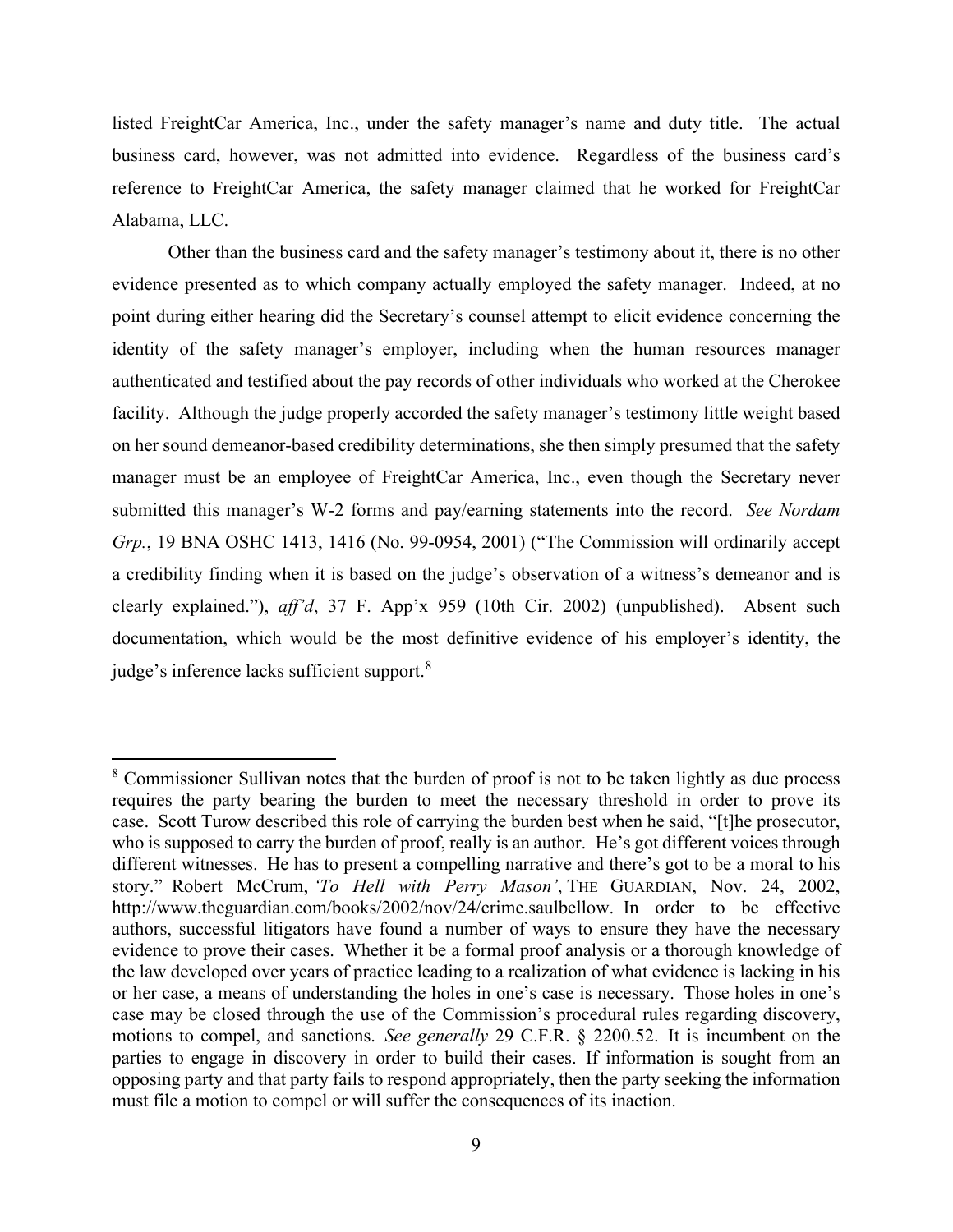listed FreightCar America, Inc., under the safety manager's name and duty title. The actual business card, however, was not admitted into evidence. Regardless of the business card's reference to FreightCar America, the safety manager claimed that he worked for FreightCar Alabama, LLC.

Other than the business card and the safety manager's testimony about it, there is no other evidence presented as to which company actually employed the safety manager. Indeed, at no point during either hearing did the Secretary's counsel attempt to elicit evidence concerning the identity of the safety manager's employer, including when the human resources manager authenticated and testified about the pay records of other individuals who worked at the Cherokee facility. Although the judge properly accorded the safety manager's testimony little weight based on her sound demeanor-based credibility determinations, she then simply presumed that the safety manager must be an employee of FreightCar America, Inc., even though the Secretary never submitted this manager's W-2 forms and pay/earning statements into the record. *See Nordam Grp.*, 19 BNA OSHC 1413, 1416 (No. 99-0954, 2001) ("The Commission will ordinarily accept a credibility finding when it is based on the judge's observation of a witness's demeanor and is clearly explained."), *aff'd*, 37 F. App'x 959 (10th Cir. 2002) (unpublished). Absent such documentation, which would be the most definitive evidence of his employer's identity, the judge's inference lacks sufficient support.[8]

---

[8] Commissioner Sullivan notes that the burden of proof is not to be taken lightly as due process requires the party bearing the burden to meet the necessary threshold in order to prove its case. Scott Turow described this role of carrying the burden best when he said, "[t]he prosecutor, who is supposed to carry the burden of proof, really is an author. He's got different voices through different witnesses. He has to present a compelling narrative and there's got to be a moral to his story." Robert McCrum, *'To Hell with Perry Mason'*, THE GUARDIAN, Nov. 24, 2002, http://www.theguardian.com/books/2002/nov/24/crime.saulbellow. In order to be effective authors, successful litigators have found a number of ways to ensure they have the necessary evidence to prove their cases. Whether it be a formal proof analysis or a thorough knowledge of the law developed over years of practice leading to a realization of what evidence is lacking in his or her case, a means of understanding the holes in one's case is necessary. Those holes in one's case may be closed through the use of the Commission's procedural rules regarding discovery, motions to compel, and sanctions. *See generally* 29 C.F.R. § 2200.52. It is incumbent on the parties to engage in discovery in order to build their cases. If information is sought from an opposing party and that party fails to respond appropriately, then the party seeking the information must file a motion to compel or will suffer the consequences of its inaction.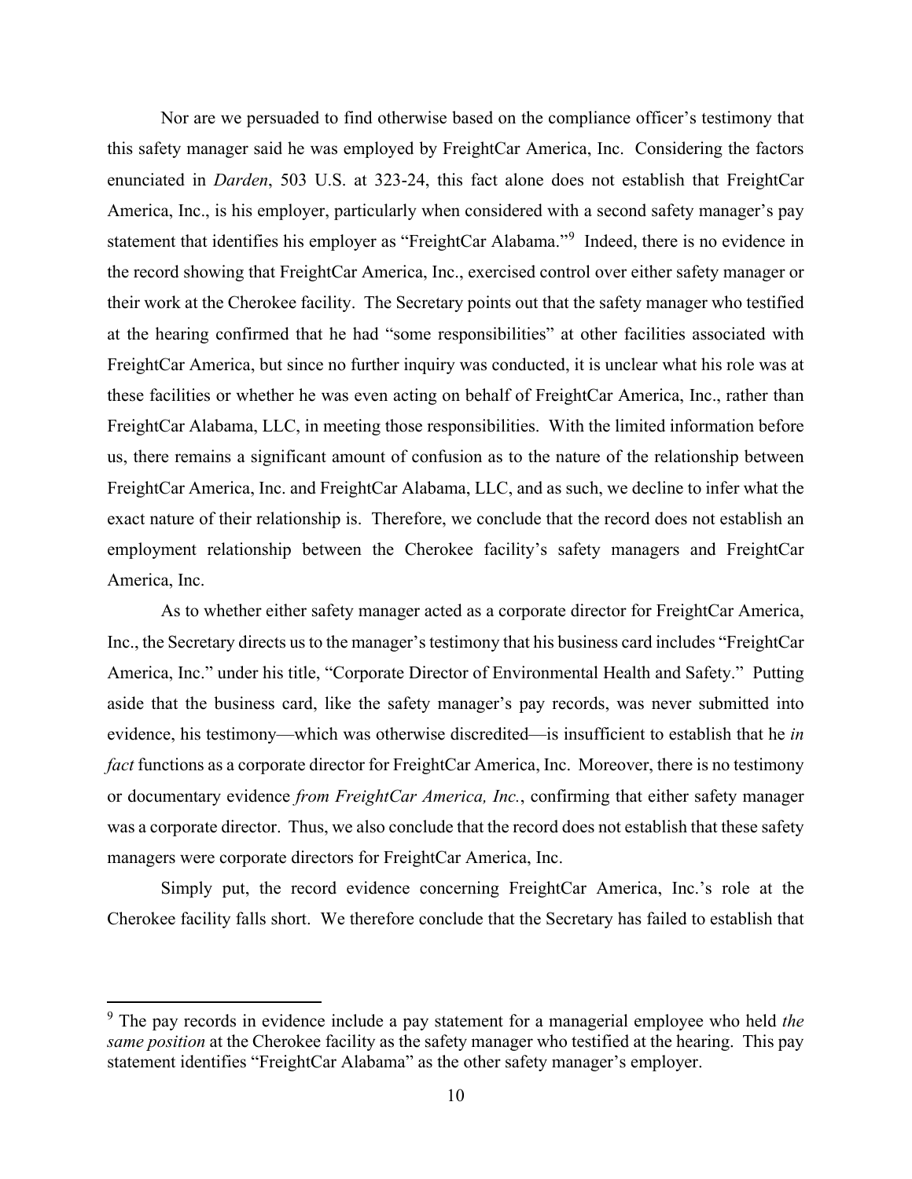Nor are we persuaded to find otherwise based on the compliance officer's testimony that this safety manager said he was employed by FreightCar America, Inc. Considering the factors enunciated in *Darden*, 503 U.S. at 323-24, this fact alone does not establish that FreightCar America, Inc., is his employer, particularly when considered with a second safety manager's pay statement that identifies his employer as "FreightCar Alabama."[9] Indeed, there is no evidence in the record showing that FreightCar America, Inc., exercised control over either safety manager or their work at the Cherokee facility. The Secretary points out that the safety manager who testified at the hearing confirmed that he had "some responsibilities" at other facilities associated with FreightCar America, but since no further inquiry was conducted, it is unclear what his role was at these facilities or whether he was even acting on behalf of FreightCar America, Inc., rather than FreightCar Alabama, LLC, in meeting those responsibilities. With the limited information before us, there remains a significant amount of confusion as to the nature of the relationship between FreightCar America, Inc. and FreightCar Alabama, LLC, and as such, we decline to infer what the exact nature of their relationship is. Therefore, we conclude that the record does not establish an employment relationship between the Cherokee facility's safety managers and FreightCar America, Inc.

As to whether either safety manager acted as a corporate director for FreightCar America, Inc., the Secretary directs us to the manager's testimony that his business card includes "FreightCar America, Inc." under his title, "Corporate Director of Environmental Health and Safety." Putting aside that the business card, like the safety manager's pay records, was never submitted into evidence, his testimony—which was otherwise discredited—is insufficient to establish that he *in fact* functions as a corporate director for FreightCar America, Inc. Moreover, there is no testimony or documentary evidence *from FreightCar America, Inc.*, confirming that either safety manager was a corporate director. Thus, we also conclude that the record does not establish that these safety managers were corporate directors for FreightCar America, Inc.

Simply put, the record evidence concerning FreightCar America, Inc.'s role at the Cherokee facility falls short. We therefore conclude that the Secretary has failed to establish that

---

[9] The pay records in evidence include a pay statement for a managerial employee who held *the same position* at the Cherokee facility as the safety manager who testified at the hearing. This pay statement identifies "FreightCar Alabama" as the other safety manager's employer.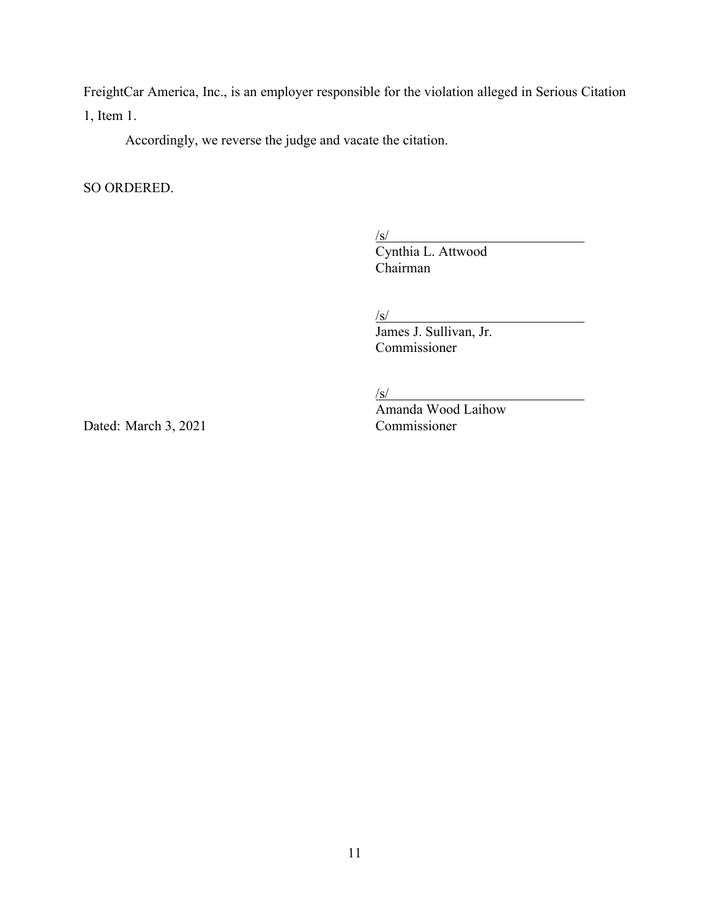FreightCar America, Inc., is an employer responsible for the violation alleged in Serious Citation 1, Item 1.

Accordingly, we reverse the judge and vacate the citation.

SO ORDERED.

/s/
Cynthia L. Attwood
Chairman

/s/
James J. Sullivan, Jr.
Commissioner

/s/
Amanda Wood Laihow
Commissioner

Dated: March 3, 2021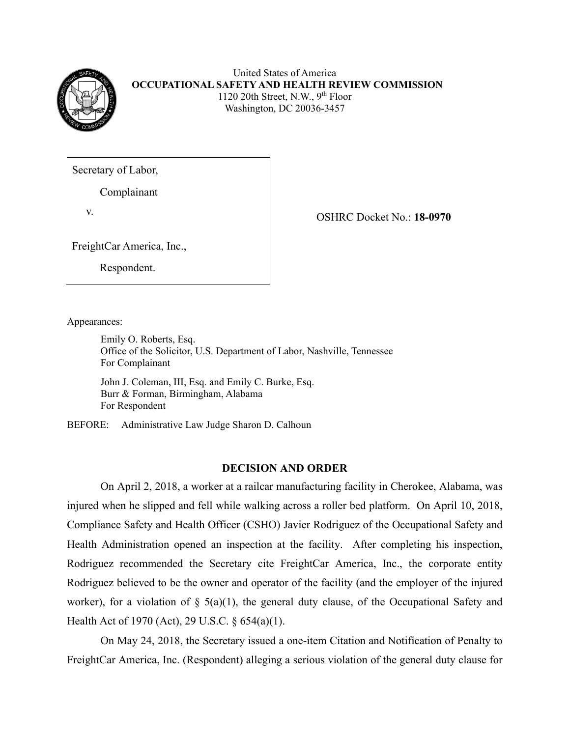United States of America
**OCCUPATIONAL SAFETY AND HEALTH REVIEW COMMISSION**
1120 20th Street, N.W., 9th Floor
Washington, DC 20036-3457

| | |
|---|---|
| Secretary of Labor,<br><br>Complainant<br><br>v.<br><br>FreightCar America, Inc.,<br><br>Respondent. | OSHRC Docket No.: **18-0970** |

Appearances:

Emily O. Roberts, Esq.
Office of the Solicitor, U.S. Department of Labor, Nashville, Tennessee
For Complainant

John J. Coleman, III, Esq. and Emily C. Burke, Esq.
Burr & Forman, Birmingham, Alabama
For Respondent

BEFORE: Administrative Law Judge Sharon D. Calhoun

## DECISION AND ORDER

On April 2, 2018, a worker at a railcar manufacturing facility in Cherokee, Alabama, was injured when he slipped and fell while walking across a roller bed platform. On April 10, 2018, Compliance Safety and Health Officer (CSHO) Javier Rodriguez of the Occupational Safety and Health Administration opened an inspection at the facility. After completing his inspection, Rodriguez recommended the Secretary cite FreightCar America, Inc., the corporate entity Rodriguez believed to be the owner and operator of the facility (and the employer of the injured worker), for a violation of § 5(a)(1), the general duty clause, of the Occupational Safety and Health Act of 1970 (Act), 29 U.S.C. § 654(a)(1).

On May 24, 2018, the Secretary issued a one-item Citation and Notification of Penalty to FreightCar America, Inc. (Respondent) alleging a serious violation of the general duty clause for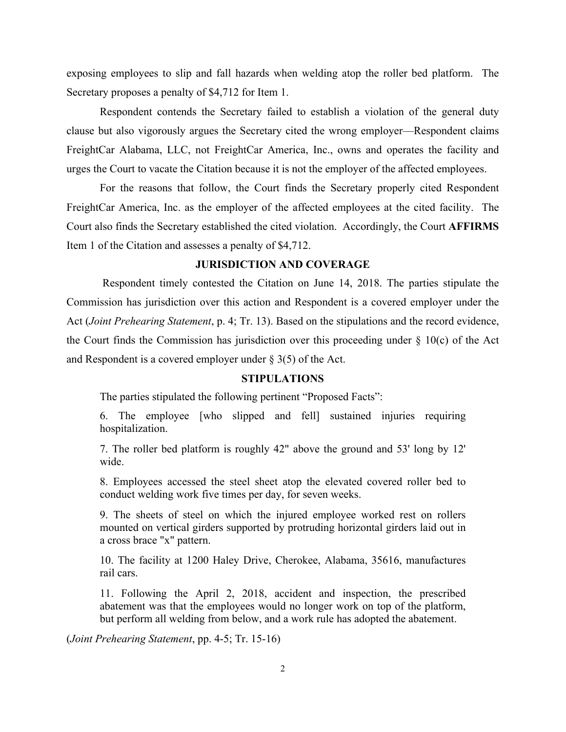exposing employees to slip and fall hazards when welding atop the roller bed platform. The Secretary proposes a penalty of $4,712 for Item 1.

Respondent contends the Secretary failed to establish a violation of the general duty clause but also vigorously argues the Secretary cited the wrong employer—Respondent claims FreightCar Alabama, LLC, not FreightCar America, Inc., owns and operates the facility and urges the Court to vacate the Citation because it is not the employer of the affected employees.

For the reasons that follow, the Court finds the Secretary properly cited Respondent FreightCar America, Inc. as the employer of the affected employees at the cited facility. The Court also finds the Secretary established the cited violation. Accordingly, the Court **AFFIRMS** Item 1 of the Citation and assesses a penalty of $4,712.

## JURISDICTION AND COVERAGE

Respondent timely contested the Citation on June 14, 2018. The parties stipulate the Commission has jurisdiction over this action and Respondent is a covered employer under the Act (*Joint Prehearing Statement*, p. 4; Tr. 13). Based on the stipulations and the record evidence, the Court finds the Commission has jurisdiction over this proceeding under § 10(c) of the Act and Respondent is a covered employer under § 3(5) of the Act.

## STIPULATIONS

The parties stipulated the following pertinent "Proposed Facts":

> 6. The employee [who slipped and fell] sustained injuries requiring hospitalization.
>
> 7. The roller bed platform is roughly 42" above the ground and 53' long by 12' wide.
>
> 8. Employees accessed the steel sheet atop the elevated covered roller bed to conduct welding work five times per day, for seven weeks.
>
> 9. The sheets of steel on which the injured employee worked rest on rollers mounted on vertical girders supported by protruding horizontal girders laid out in a cross brace "x" pattern.
>
> 10. The facility at 1200 Haley Drive, Cherokee, Alabama, 35616, manufactures rail cars.
>
> 11. Following the April 2, 2018, accident and inspection, the prescribed abatement was that the employees would no longer work on top of the platform, but perform all welding from below, and a work rule has adopted the abatement.

(*Joint Prehearing Statement*, pp. 4-5; Tr. 15-16)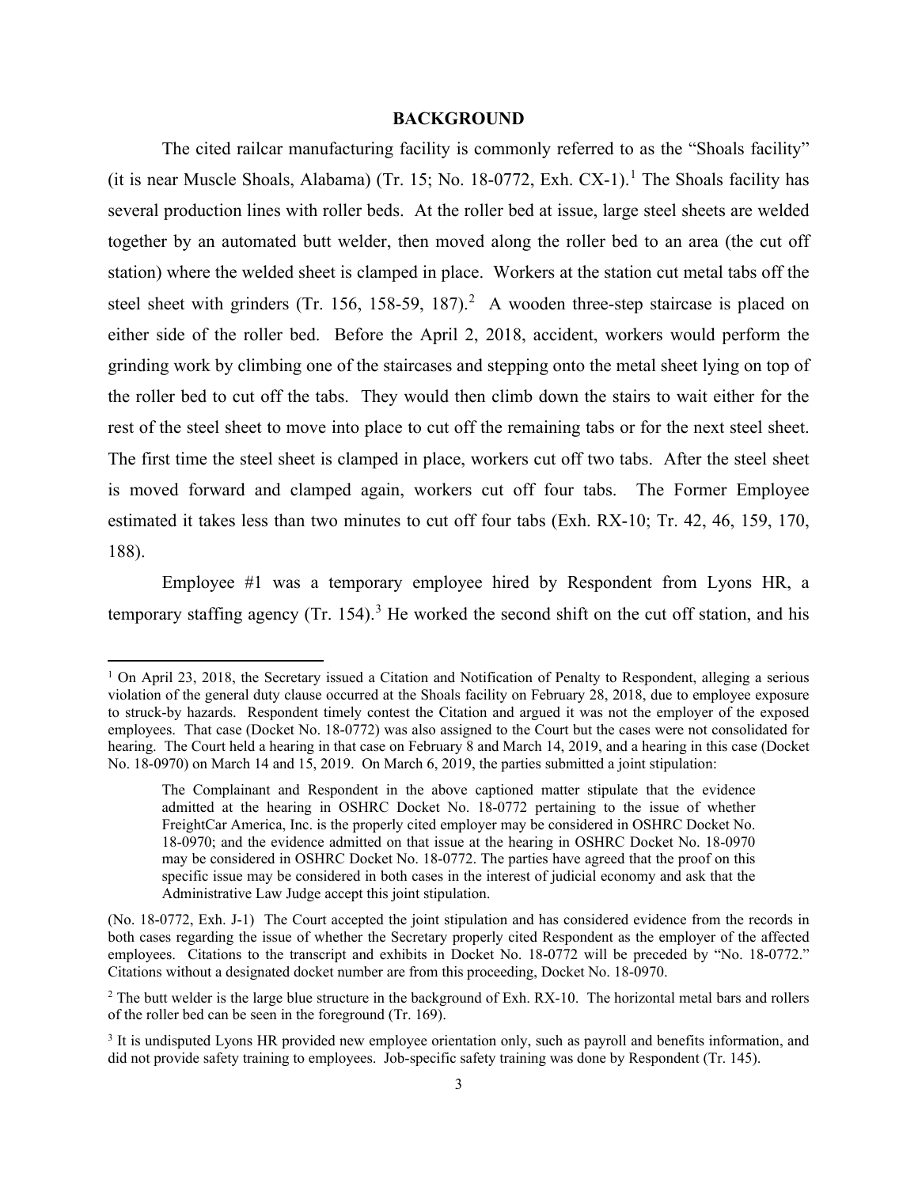## BACKGROUND

The cited railcar manufacturing facility is commonly referred to as the "Shoals facility" (it is near Muscle Shoals, Alabama) (Tr. 15; No. 18-0772, Exh. CX-1).[1] The Shoals facility has several production lines with roller beds. At the roller bed at issue, large steel sheets are welded together by an automated butt welder, then moved along the roller bed to an area (the cut off station) where the welded sheet is clamped in place. Workers at the station cut metal tabs off the steel sheet with grinders (Tr. 156, 158-59, 187).[2] A wooden three-step staircase is placed on either side of the roller bed. Before the April 2, 2018, accident, workers would perform the grinding work by climbing one of the staircases and stepping onto the metal sheet lying on top of the roller bed to cut off the tabs. They would then climb down the stairs to wait either for the rest of the steel sheet to move into place to cut off the remaining tabs or for the next steel sheet. The first time the steel sheet is clamped in place, workers cut off two tabs. After the steel sheet is moved forward and clamped again, workers cut off four tabs. The Former Employee estimated it takes less than two minutes to cut off four tabs (Exh. RX-10; Tr. 42, 46, 159, 170, 188).

Employee #1 was a temporary employee hired by Respondent from Lyons HR, a temporary staffing agency (Tr. 154).[3] He worked the second shift on the cut off station, and his

---

[1] On April 23, 2018, the Secretary issued a Citation and Notification of Penalty to Respondent, alleging a serious violation of the general duty clause occurred at the Shoals facility on February 28, 2018, due to employee exposure to struck-by hazards. Respondent timely contest the Citation and argued it was not the employer of the exposed employees. That case (Docket No. 18-0772) was also assigned to the Court but the cases were not consolidated for hearing. The Court held a hearing in that case on February 8 and March 14, 2019, and a hearing in this case (Docket No. 18-0970) on March 14 and 15, 2019. On March 6, 2019, the parties submitted a joint stipulation:

> The Complainant and Respondent in the above captioned matter stipulate that the evidence admitted at the hearing in OSHRC Docket No. 18-0772 pertaining to the issue of whether FreightCar America, Inc. is the properly cited employer may be considered in OSHRC Docket No. 18-0970; and the evidence admitted on that issue at the hearing in OSHRC Docket No. 18-0970 may be considered in OSHRC Docket No. 18-0772. The parties have agreed that the proof on this specific issue may be considered in both cases in the interest of judicial economy and ask that the Administrative Law Judge accept this joint stipulation.

(No. 18-0772, Exh. J-1) The Court accepted the joint stipulation and has considered evidence from the records in both cases regarding the issue of whether the Secretary properly cited Respondent as the employer of the affected employees. Citations to the transcript and exhibits in Docket No. 18-0772 will be preceded by "No. 18-0772." Citations without a designated docket number are from this proceeding, Docket No. 18-0970.

[2] The butt welder is the large blue structure in the background of Exh. RX-10. The horizontal metal bars and rollers of the roller bed can be seen in the foreground (Tr. 169).

[3] It is undisputed Lyons HR provided new employee orientation only, such as payroll and benefits information, and did not provide safety training to employees. Job-specific safety training was done by Respondent (Tr. 145).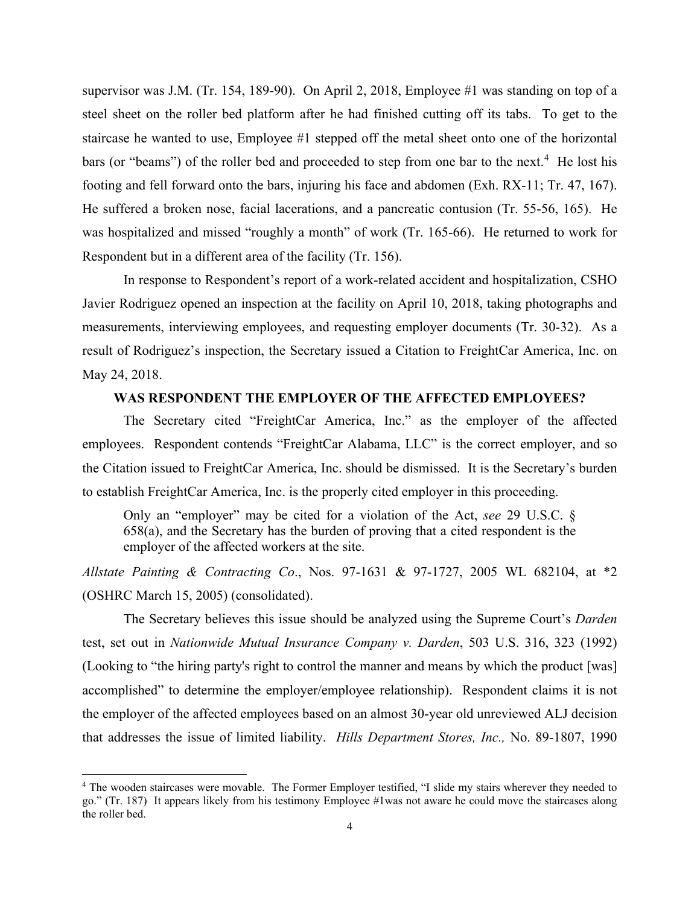supervisor was J.M. (Tr. 154, 189-90). On April 2, 2018, Employee #1 was standing on top of a steel sheet on the roller bed platform after he had finished cutting off its tabs. To get to the staircase he wanted to use, Employee #1 stepped off the metal sheet onto one of the horizontal bars (or "beams") of the roller bed and proceeded to step from one bar to the next.[4] He lost his footing and fell forward onto the bars, injuring his face and abdomen (Exh. RX-11; Tr. 47, 167). He suffered a broken nose, facial lacerations, and a pancreatic contusion (Tr. 55-56, 165). He was hospitalized and missed "roughly a month" of work (Tr. 165-66). He returned to work for Respondent but in a different area of the facility (Tr. 156).

In response to Respondent's report of a work-related accident and hospitalization, CSHO Javier Rodriguez opened an inspection at the facility on April 10, 2018, taking photographs and measurements, interviewing employees, and requesting employer documents (Tr. 30-32). As a result of Rodriguez's inspection, the Secretary issued a Citation to FreightCar America, Inc. on May 24, 2018.

## WAS RESPONDENT THE EMPLOYER OF THE AFFECTED EMPLOYEES?

The Secretary cited "FreightCar America, Inc." as the employer of the affected employees. Respondent contends "FreightCar Alabama, LLC" is the correct employer, and so the Citation issued to FreightCar America, Inc. should be dismissed. It is the Secretary's burden to establish FreightCar America, Inc. is the properly cited employer in this proceeding.

> Only an "employer" may be cited for a violation of the Act, *see* 29 U.S.C. § 658(a), and the Secretary has the burden of proving that a cited respondent is the employer of the affected workers at the site.

*Allstate Painting & Contracting Co*., Nos. 97-1631 & 97-1727, 2005 WL 682104, at *2 (OSHRC March 15, 2005) (consolidated).

The Secretary believes this issue should be analyzed using the Supreme Court's *Darden* test, set out in *Nationwide Mutual Insurance Company v. Darden*, 503 U.S. 316, 323 (1992) (Looking to "the hiring party's right to control the manner and means by which the product [was] accomplished" to determine the employer/employee relationship). Respondent claims it is not the employer of the affected employees based on an almost 30-year old unreviewed ALJ decision that addresses the issue of limited liability. *Hills Department Stores, Inc.,* No. 89-1807, 1990

---

[4] The wooden staircases were movable. The Former Employer testified, "I slide my stairs wherever they needed to go." (Tr. 187) It appears likely from his testimony Employee #1was not aware he could move the staircases along the roller bed.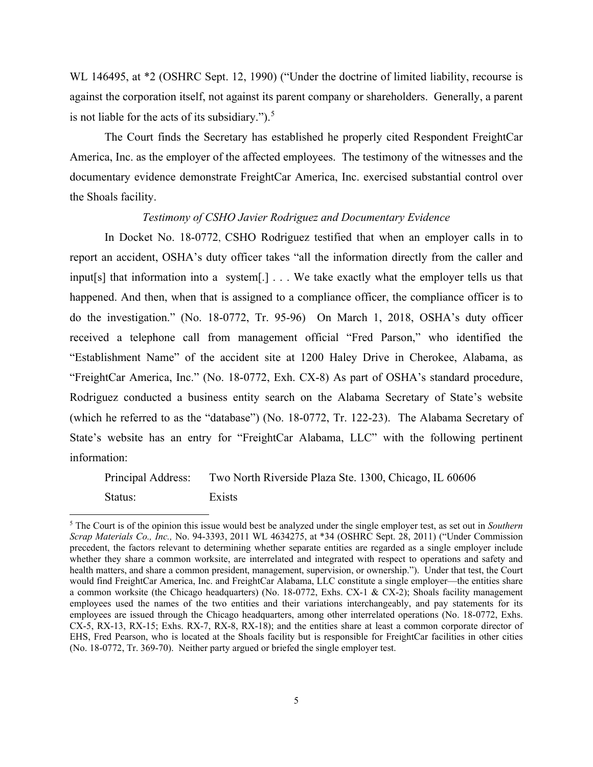WL 146495, at *2 (OSHRC Sept. 12, 1990) ("Under the doctrine of limited liability, recourse is against the corporation itself, not against its parent company or shareholders. Generally, a parent is not liable for the acts of its subsidiary.").[5]

The Court finds the Secretary has established he properly cited Respondent FreightCar America, Inc. as the employer of the affected employees. The testimony of the witnesses and the documentary evidence demonstrate FreightCar America, Inc. exercised substantial control over the Shoals facility.

*Testimony of CSHO Javier Rodriguez and Documentary Evidence*

In Docket No. 18-0772, CSHO Rodriguez testified that when an employer calls in to report an accident, OSHA's duty officer takes "all the information directly from the caller and input[s] that information into a system[.] . . . We take exactly what the employer tells us that happened. And then, when that is assigned to a compliance officer, the compliance officer is to do the investigation." (No. 18-0772, Tr. 95-96) On March 1, 2018, OSHA's duty officer received a telephone call from management official "Fred Parson," who identified the "Establishment Name" of the accident site at 1200 Haley Drive in Cherokee, Alabama, as "FreightCar America, Inc." (No. 18-0772, Exh. CX-8) As part of OSHA's standard procedure, Rodriguez conducted a business entity search on the Alabama Secretary of State's website (which he referred to as the "database") (No. 18-0772, Tr. 122-23). The Alabama Secretary of State's website has an entry for "FreightCar Alabama, LLC" with the following pertinent information:

Principal Address: Two North Riverside Plaza Ste. 1300, Chicago, IL 60606
Status: Exists

[5] The Court is of the opinion this issue would best be analyzed under the single employer test, as set out in *Southern Scrap Materials Co., Inc.,* No. 94-3393, 2011 WL 4634275, at *34 (OSHRC Sept. 28, 2011) ("Under Commission precedent, the factors relevant to determining whether separate entities are regarded as a single employer include whether they share a common worksite, are interrelated and integrated with respect to operations and safety and health matters, and share a common president, management, supervision, or ownership."). Under that test, the Court would find FreightCar America, Inc. and FreightCar Alabama, LLC constitute a single employer—the entities share a common worksite (the Chicago headquarters) (No. 18-0772, Exhs. CX-1 & CX-2); Shoals facility management employees used the names of the two entities and their variations interchangeably, and pay statements for its employees are issued through the Chicago headquarters, among other interrelated operations (No. 18-0772, Exhs. CX-5, RX-13, RX-15; Exhs. RX-7, RX-8, RX-18); and the entities share at least a common corporate director of EHS, Fred Pearson, who is located at the Shoals facility but is responsible for FreightCar facilities in other cities (No. 18-0772, Tr. 369-70). Neither party argued or briefed the single employer test.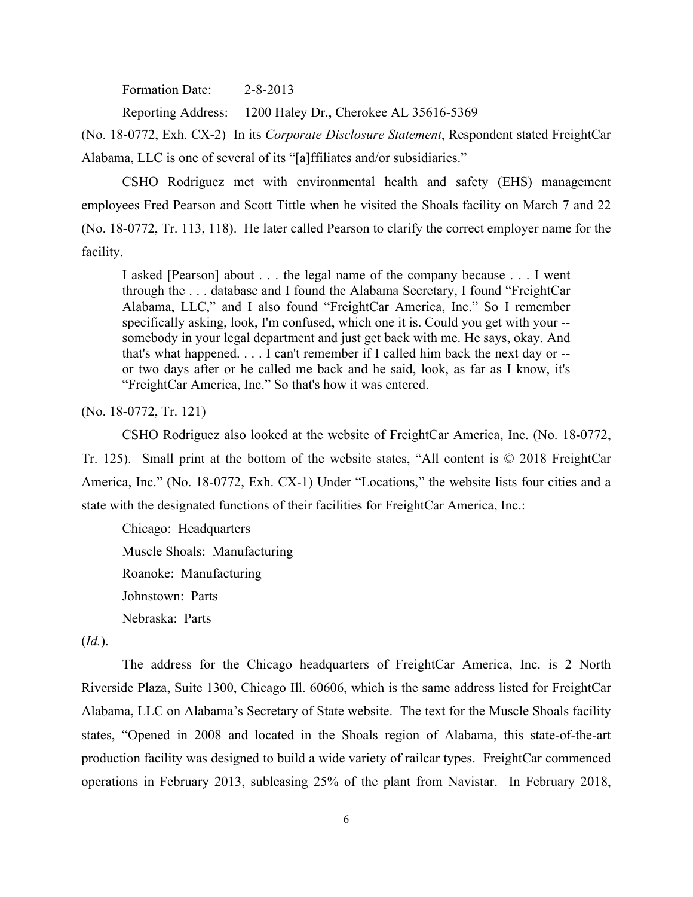Formation Date: 2-8-2013

Reporting Address: 1200 Haley Dr., Cherokee AL 35616-5369

(No. 18-0772, Exh. CX-2) In its *Corporate Disclosure Statement*, Respondent stated FreightCar Alabama, LLC is one of several of its "[a]ffiliates and/or subsidiaries."

CSHO Rodriguez met with environmental health and safety (EHS) management employees Fred Pearson and Scott Tittle when he visited the Shoals facility on March 7 and 22 (No. 18-0772, Tr. 113, 118). He later called Pearson to clarify the correct employer name for the facility.

> I asked [Pearson] about . . . the legal name of the company because . . . I went through the . . . database and I found the Alabama Secretary, I found "FreightCar Alabama, LLC," and I also found "FreightCar America, Inc." So I remember specifically asking, look, I'm confused, which one it is. Could you get with your -- somebody in your legal department and just get back with me. He says, okay. And that's what happened. . . . I can't remember if I called him back the next day or -- or two days after or he called me back and he said, look, as far as I know, it's "FreightCar America, Inc." So that's how it was entered.

(No. 18-0772, Tr. 121)

CSHO Rodriguez also looked at the website of FreightCar America, Inc. (No. 18-0772, Tr. 125). Small print at the bottom of the website states, "All content is © 2018 FreightCar America, Inc." (No. 18-0772, Exh. CX-1) Under "Locations," the website lists four cities and a state with the designated functions of their facilities for FreightCar America, Inc.:

Chicago: Headquarters

Muscle Shoals: Manufacturing

Roanoke: Manufacturing

Johnstown: Parts

Nebraska: Parts

(*Id.*).

The address for the Chicago headquarters of FreightCar America, Inc. is 2 North Riverside Plaza, Suite 1300, Chicago Ill. 60606, which is the same address listed for FreightCar Alabama, LLC on Alabama's Secretary of State website. The text for the Muscle Shoals facility states, "Opened in 2008 and located in the Shoals region of Alabama, this state-of-the-art production facility was designed to build a wide variety of railcar types. FreightCar commenced operations in February 2013, subleasing 25% of the plant from Navistar. In February 2018,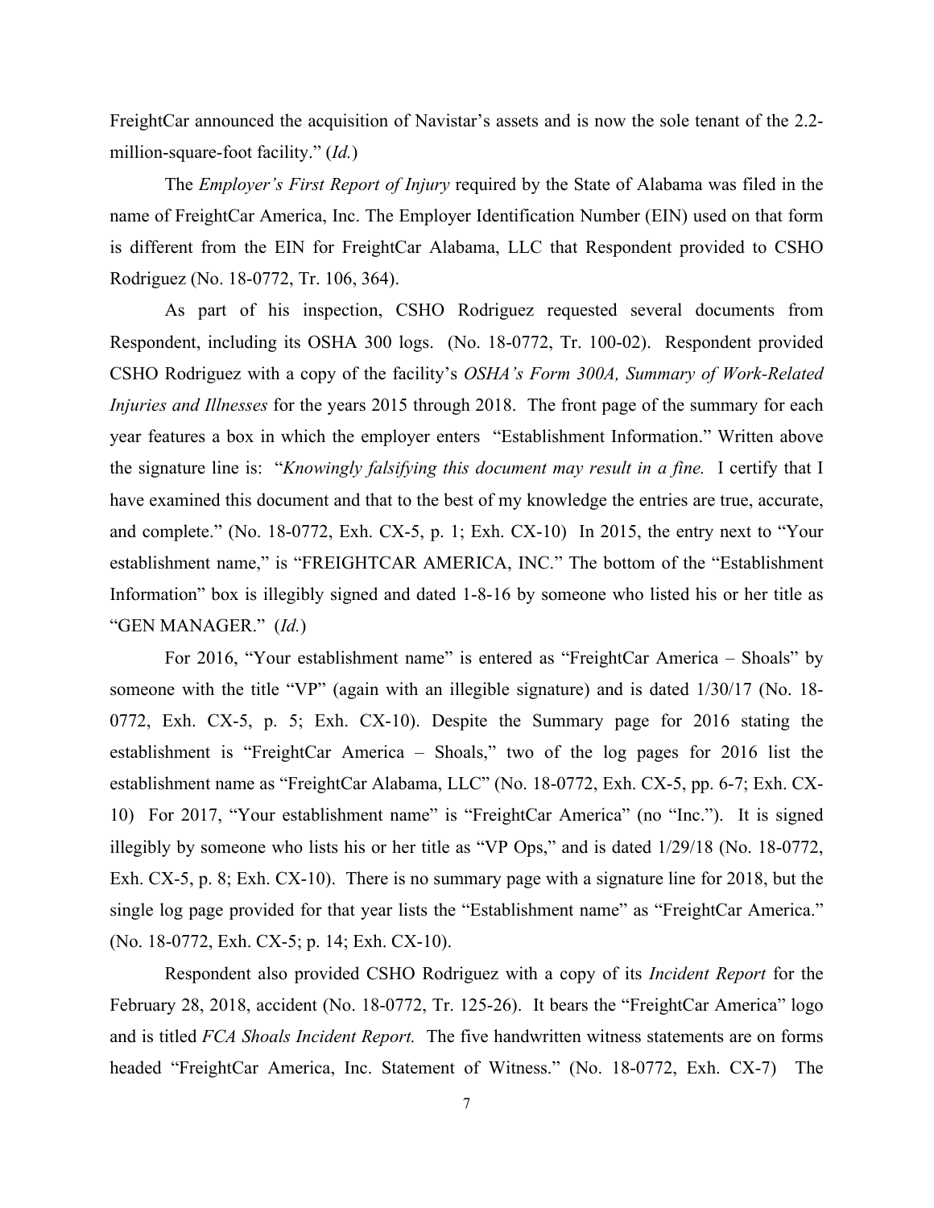FreightCar announced the acquisition of Navistar's assets and is now the sole tenant of the 2.2-million-square-foot facility." (*Id.*)

The *Employer's First Report of Injury* required by the State of Alabama was filed in the name of FreightCar America, Inc. The Employer Identification Number (EIN) used on that form is different from the EIN for FreightCar Alabama, LLC that Respondent provided to CSHO Rodriguez (No. 18-0772, Tr. 106, 364).

As part of his inspection, CSHO Rodriguez requested several documents from Respondent, including its OSHA 300 logs. (No. 18-0772, Tr. 100-02). Respondent provided CSHO Rodriguez with a copy of the facility's *OSHA's Form 300A, Summary of Work-Related Injuries and Illnesses* for the years 2015 through 2018. The front page of the summary for each year features a box in which the employer enters "Establishment Information." Written above the signature line is: "*Knowingly falsifying this document may result in a fine.* I certify that I have examined this document and that to the best of my knowledge the entries are true, accurate, and complete." (No. 18-0772, Exh. CX-5, p. 1; Exh. CX-10) In 2015, the entry next to "Your establishment name," is "FREIGHTCAR AMERICA, INC." The bottom of the "Establishment Information" box is illegibly signed and dated 1-8-16 by someone who listed his or her title as "GEN MANAGER." (*Id.*)

For 2016, "Your establishment name" is entered as "FreightCar America – Shoals" by someone with the title "VP" (again with an illegible signature) and is dated 1/30/17 (No. 18-0772, Exh. CX-5, p. 5; Exh. CX-10). Despite the Summary page for 2016 stating the establishment is "FreightCar America – Shoals," two of the log pages for 2016 list the establishment name as "FreightCar Alabama, LLC" (No. 18-0772, Exh. CX-5, pp. 6-7; Exh. CX-10) For 2017, "Your establishment name" is "FreightCar America" (no "Inc."). It is signed illegibly by someone who lists his or her title as "VP Ops," and is dated 1/29/18 (No. 18-0772, Exh. CX-5, p. 8; Exh. CX-10). There is no summary page with a signature line for 2018, but the single log page provided for that year lists the "Establishment name" as "FreightCar America." (No. 18-0772, Exh. CX-5; p. 14; Exh. CX-10).

Respondent also provided CSHO Rodriguez with a copy of its *Incident Report* for the February 28, 2018, accident (No. 18-0772, Tr. 125-26). It bears the "FreightCar America" logo and is titled *FCA Shoals Incident Report.* The five handwritten witness statements are on forms headed "FreightCar America, Inc. Statement of Witness." (No. 18-0772, Exh. CX-7) The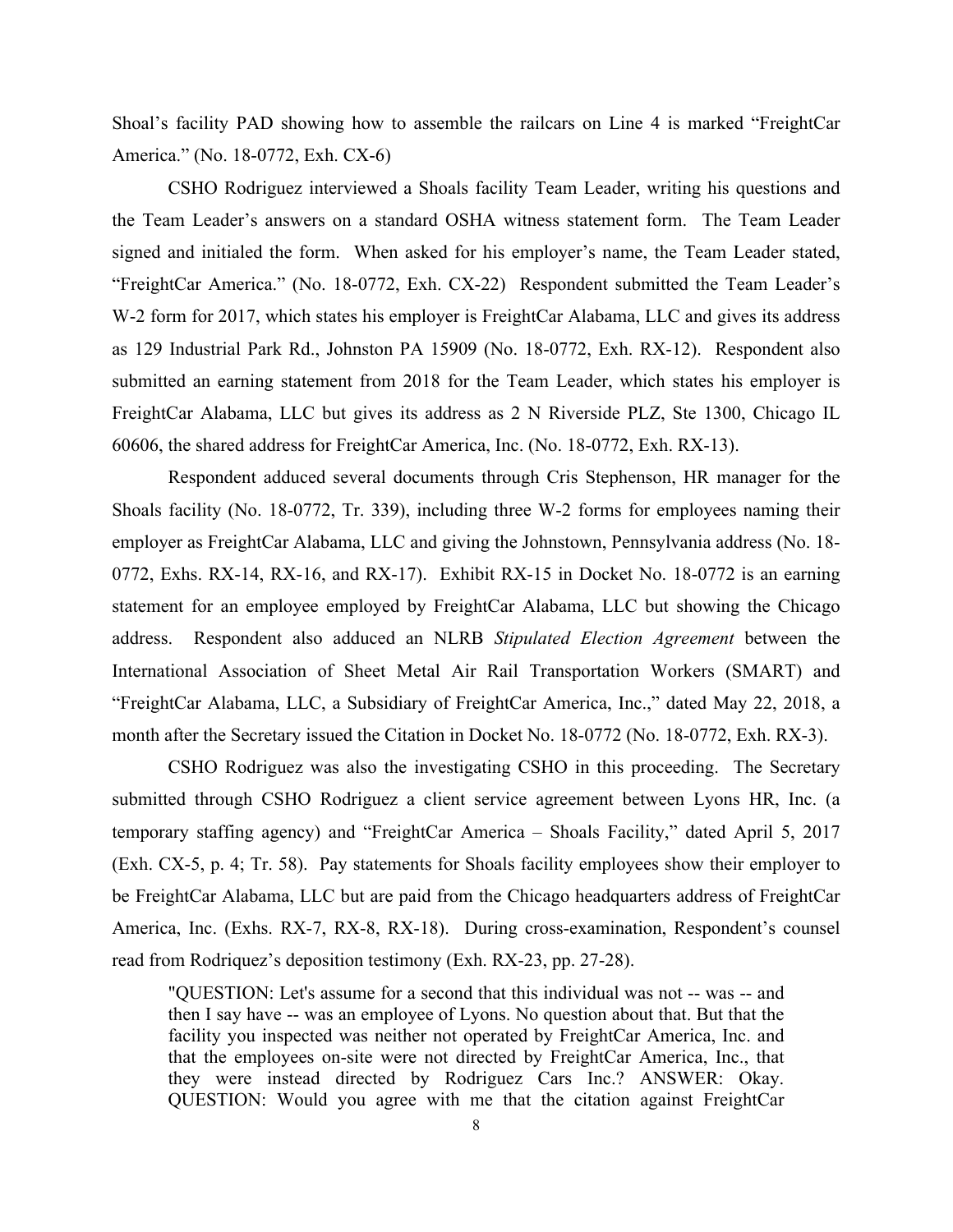Shoal's facility PAD showing how to assemble the railcars on Line 4 is marked "FreightCar America." (No. 18-0772, Exh. CX-6)

CSHO Rodriguez interviewed a Shoals facility Team Leader, writing his questions and the Team Leader's answers on a standard OSHA witness statement form. The Team Leader signed and initialed the form. When asked for his employer's name, the Team Leader stated, "FreightCar America." (No. 18-0772, Exh. CX-22) Respondent submitted the Team Leader's W-2 form for 2017, which states his employer is FreightCar Alabama, LLC and gives its address as 129 Industrial Park Rd., Johnston PA 15909 (No. 18-0772, Exh. RX-12). Respondent also submitted an earning statement from 2018 for the Team Leader, which states his employer is FreightCar Alabama, LLC but gives its address as 2 N Riverside PLZ, Ste 1300, Chicago IL 60606, the shared address for FreightCar America, Inc. (No. 18-0772, Exh. RX-13).

Respondent adduced several documents through Cris Stephenson, HR manager for the Shoals facility (No. 18-0772, Tr. 339), including three W-2 forms for employees naming their employer as FreightCar Alabama, LLC and giving the Johnstown, Pennsylvania address (No. 18-0772, Exhs. RX-14, RX-16, and RX-17). Exhibit RX-15 in Docket No. 18-0772 is an earning statement for an employee employed by FreightCar Alabama, LLC but showing the Chicago address. Respondent also adduced an NLRB *Stipulated Election Agreement* between the International Association of Sheet Metal Air Rail Transportation Workers (SMART) and "FreightCar Alabama, LLC, a Subsidiary of FreightCar America, Inc.," dated May 22, 2018, a month after the Secretary issued the Citation in Docket No. 18-0772 (No. 18-0772, Exh. RX-3).

CSHO Rodriguez was also the investigating CSHO in this proceeding. The Secretary submitted through CSHO Rodriguez a client service agreement between Lyons HR, Inc. (a temporary staffing agency) and "FreightCar America – Shoals Facility," dated April 5, 2017 (Exh. CX-5, p. 4; Tr. 58). Pay statements for Shoals facility employees show their employer to be FreightCar Alabama, LLC but are paid from the Chicago headquarters address of FreightCar America, Inc. (Exhs. RX-7, RX-8, RX-18). During cross-examination, Respondent's counsel read from Rodriquez's deposition testimony (Exh. RX-23, pp. 27-28).

> "QUESTION: Let's assume for a second that this individual was not -- was -- and then I say have -- was an employee of Lyons. No question about that. But that the facility you inspected was neither not operated by FreightCar America, Inc. and that the employees on-site were not directed by FreightCar America, Inc., that they were instead directed by Rodriguez Cars Inc.? ANSWER: Okay. QUESTION: Would you agree with me that the citation against FreightCar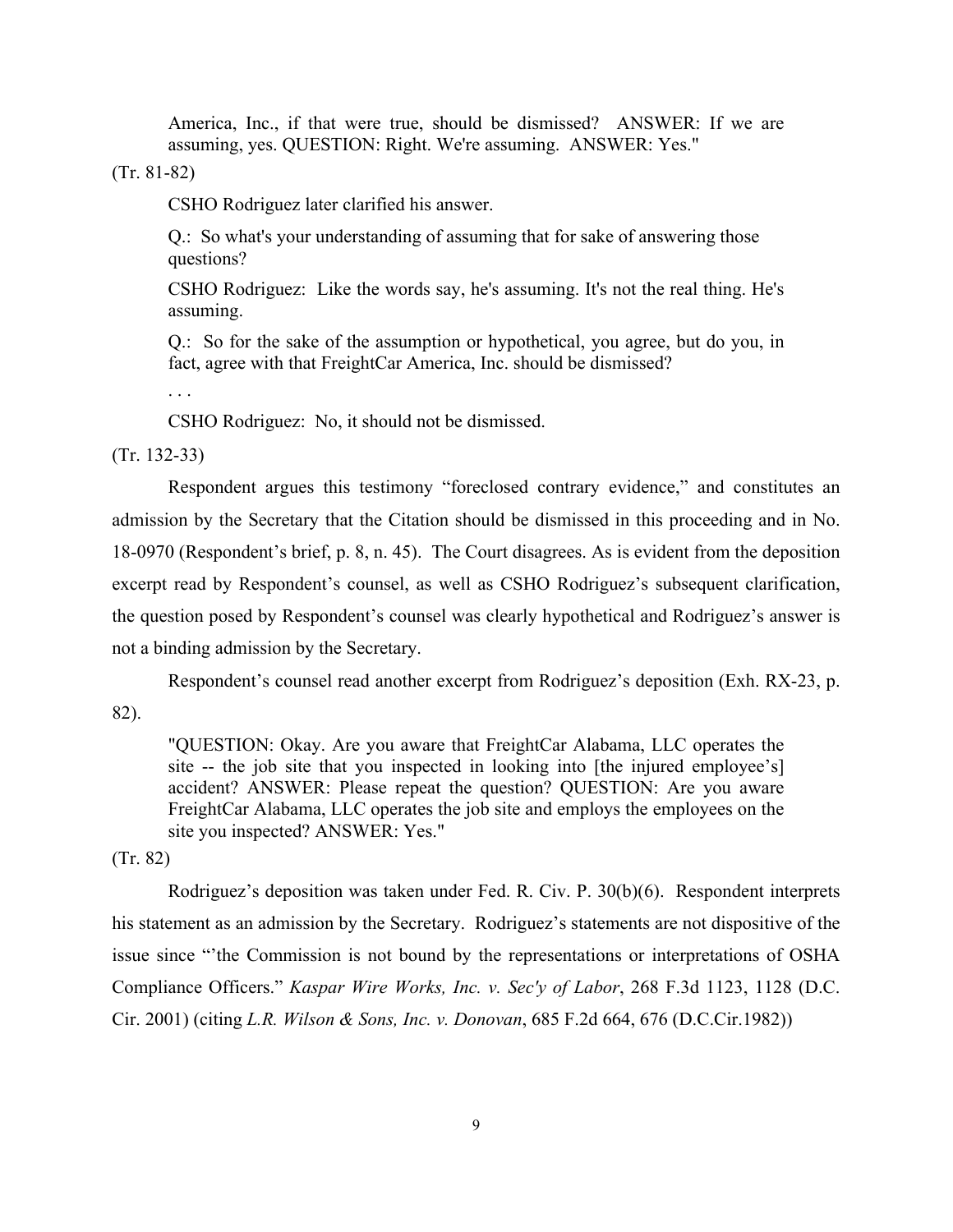> America, Inc., if that were true, should be dismissed? ANSWER: If we are assuming, yes. QUESTION: Right. We're assuming. ANSWER: Yes."

(Tr. 81-82)

CSHO Rodriguez later clarified his answer.

> Q.: So what's your understanding of assuming that for sake of answering those questions?
>
> CSHO Rodriguez: Like the words say, he's assuming. It's not the real thing. He's assuming.
>
> Q.: So for the sake of the assumption or hypothetical, you agree, but do you, in fact, agree with that FreightCar America, Inc. should be dismissed?
>
> . . .
>
> CSHO Rodriguez: No, it should not be dismissed.

(Tr. 132-33)

Respondent argues this testimony "foreclosed contrary evidence," and constitutes an admission by the Secretary that the Citation should be dismissed in this proceeding and in No. 18-0970 (Respondent's brief, p. 8, n. 45). The Court disagrees. As is evident from the deposition excerpt read by Respondent's counsel, as well as CSHO Rodriguez's subsequent clarification, the question posed by Respondent's counsel was clearly hypothetical and Rodriguez's answer is not a binding admission by the Secretary.

Respondent's counsel read another excerpt from Rodriguez's deposition (Exh. RX-23, p. 82).

> "QUESTION: Okay. Are you aware that FreightCar Alabama, LLC operates the site -- the job site that you inspected in looking into [the injured employee's] accident? ANSWER: Please repeat the question? QUESTION: Are you aware FreightCar Alabama, LLC operates the job site and employs the employees on the site you inspected? ANSWER: Yes."

(Tr. 82)

Rodriguez's deposition was taken under Fed. R. Civ. P. 30(b)(6). Respondent interprets his statement as an admission by the Secretary. Rodriguez's statements are not dispositive of the issue since "'the Commission is not bound by the representations or interpretations of OSHA Compliance Officers." *Kaspar Wire Works, Inc. v. Sec'y of Labor*, 268 F.3d 1123, 1128 (D.C. Cir. 2001) (citing *L.R. Wilson & Sons, Inc. v. Donovan*, 685 F.2d 664, 676 (D.C.Cir.1982))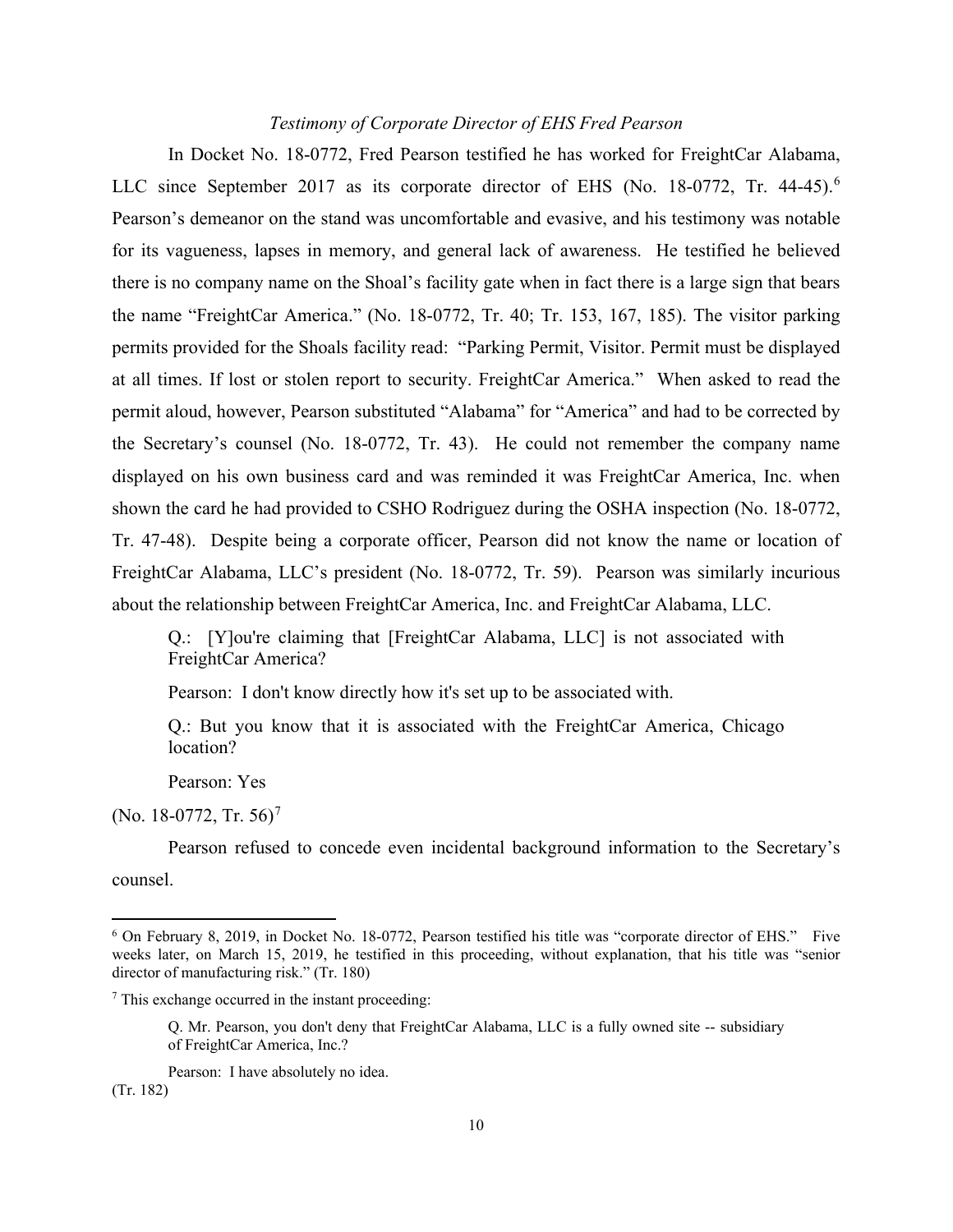*Testimony of Corporate Director of EHS Fred Pearson*

In Docket No. 18-0772, Fred Pearson testified he has worked for FreightCar Alabama, LLC since September 2017 as its corporate director of EHS (No. 18-0772, Tr. 44-45).[6] Pearson's demeanor on the stand was uncomfortable and evasive, and his testimony was notable for its vagueness, lapses in memory, and general lack of awareness. He testified he believed there is no company name on the Shoal's facility gate when in fact there is a large sign that bears the name "FreightCar America." (No. 18-0772, Tr. 40; Tr. 153, 167, 185). The visitor parking permits provided for the Shoals facility read: "Parking Permit, Visitor. Permit must be displayed at all times. If lost or stolen report to security. FreightCar America." When asked to read the permit aloud, however, Pearson substituted "Alabama" for "America" and had to be corrected by the Secretary's counsel (No. 18-0772, Tr. 43). He could not remember the company name displayed on his own business card and was reminded it was FreightCar America, Inc. when shown the card he had provided to CSHO Rodriguez during the OSHA inspection (No. 18-0772, Tr. 47-48). Despite being a corporate officer, Pearson did not know the name or location of FreightCar Alabama, LLC's president (No. 18-0772, Tr. 59). Pearson was similarly incurious about the relationship between FreightCar America, Inc. and FreightCar Alabama, LLC.

> Q.: [Y]ou're claiming that [FreightCar Alabama, LLC] is not associated with FreightCar America?
>
> Pearson: I don't know directly how it's set up to be associated with.
>
> Q.: But you know that it is associated with the FreightCar America, Chicago location?
>
> Pearson: Yes

(No. 18-0772, Tr. 56)[7]

Pearson refused to concede even incidental background information to the Secretary's counsel.

---

[6] On February 8, 2019, in Docket No. 18-0772, Pearson testified his title was "corporate director of EHS." Five weeks later, on March 15, 2019, he testified in this proceeding, without explanation, that his title was "senior director of manufacturing risk." (Tr. 180)

[7] This exchange occurred in the instant proceeding:

> Q. Mr. Pearson, you don't deny that FreightCar Alabama, LLC is a fully owned site -- subsidiary of FreightCar America, Inc.?
>
> Pearson: I have absolutely no idea.

(Tr. 182)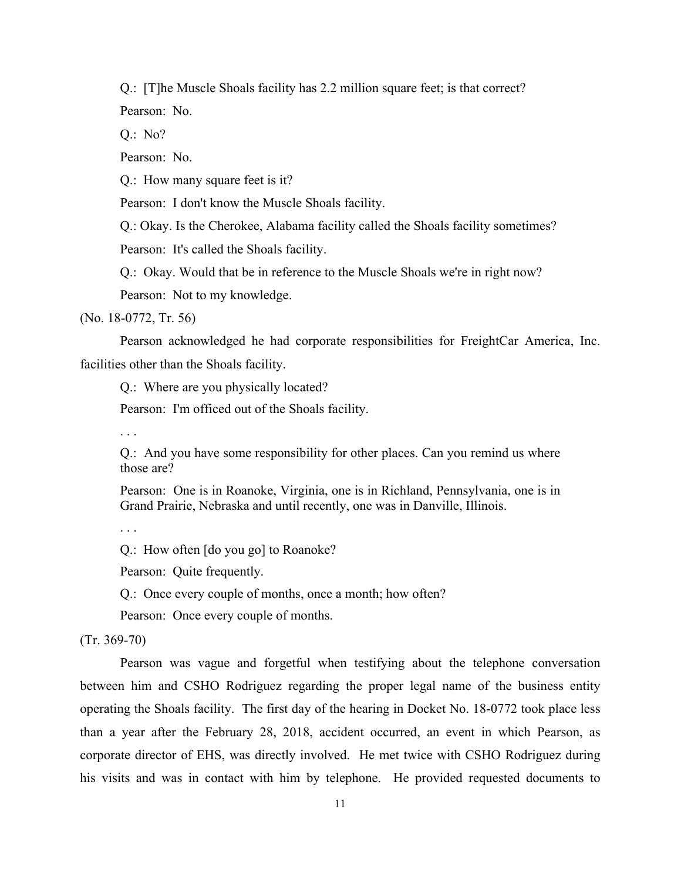Q.: [T]he Muscle Shoals facility has 2.2 million square feet; is that correct?

Pearson: No.

Q.: No?

Pearson: No.

Q.: How many square feet is it?

Pearson: I don't know the Muscle Shoals facility.

Q.: Okay. Is the Cherokee, Alabama facility called the Shoals facility sometimes?

Pearson: It's called the Shoals facility.

Q.: Okay. Would that be in reference to the Muscle Shoals we're in right now?

Pearson: Not to my knowledge.

(No. 18-0772, Tr. 56)

Pearson acknowledged he had corporate responsibilities for FreightCar America, Inc. facilities other than the Shoals facility.

Q.: Where are you physically located?

Pearson: I'm officed out of the Shoals facility.

. . .

Q.: And you have some responsibility for other places. Can you remind us where those are?

Pearson: One is in Roanoke, Virginia, one is in Richland, Pennsylvania, one is in Grand Prairie, Nebraska and until recently, one was in Danville, Illinois.

. . .

Q.: How often [do you go] to Roanoke?

Pearson: Quite frequently.

Q.: Once every couple of months, once a month; how often?

Pearson: Once every couple of months.

(Tr. 369-70)

Pearson was vague and forgetful when testifying about the telephone conversation between him and CSHO Rodriguez regarding the proper legal name of the business entity operating the Shoals facility. The first day of the hearing in Docket No. 18-0772 took place less than a year after the February 28, 2018, accident occurred, an event in which Pearson, as corporate director of EHS, was directly involved. He met twice with CSHO Rodriguez during his visits and was in contact with him by telephone. He provided requested documents to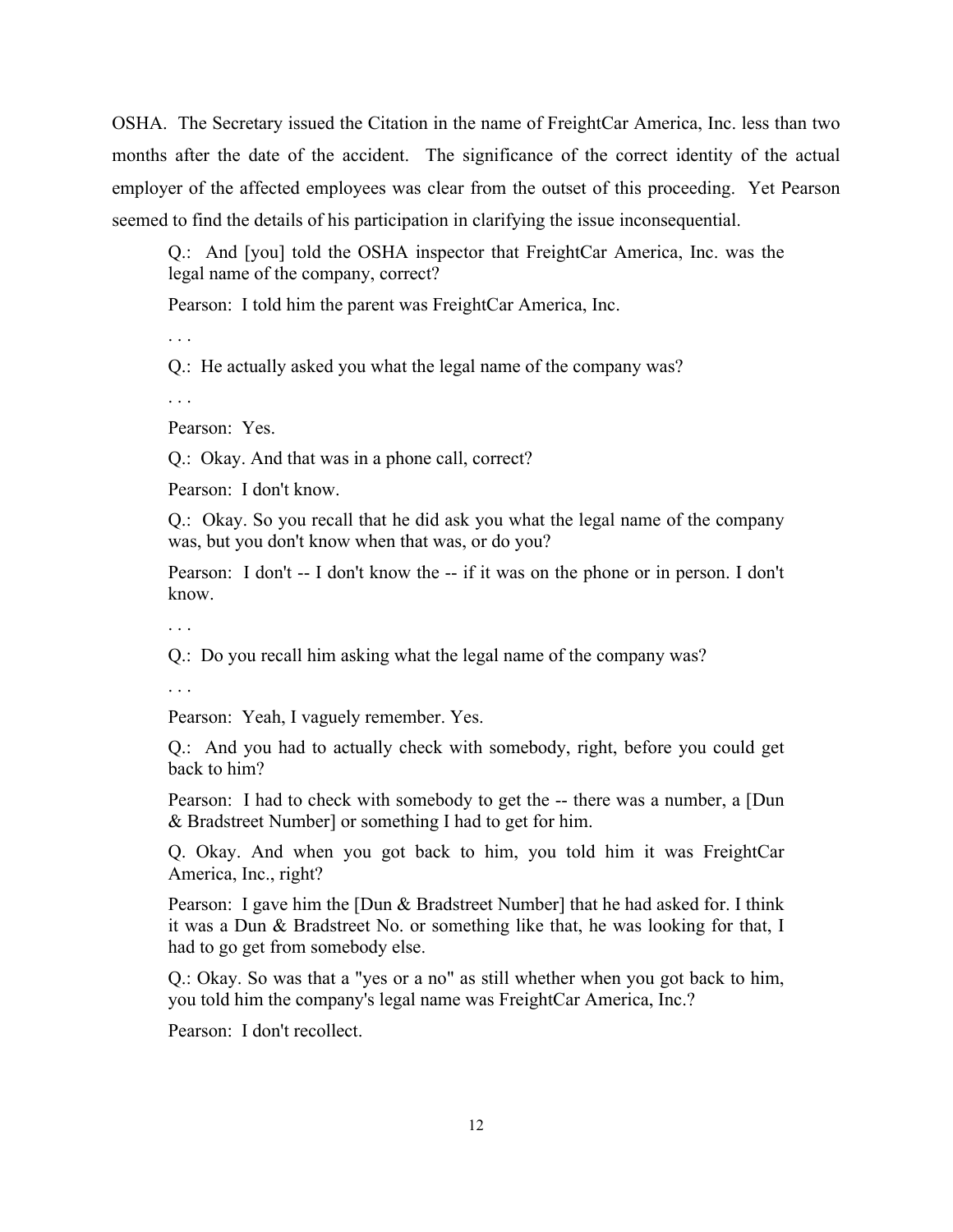OSHA. The Secretary issued the Citation in the name of FreightCar America, Inc. less than two months after the date of the accident. The significance of the correct identity of the actual employer of the affected employees was clear from the outset of this proceeding. Yet Pearson seemed to find the details of his participation in clarifying the issue inconsequential.

> Q.: And [you] told the OSHA inspector that FreightCar America, Inc. was the legal name of the company, correct?
>
> Pearson: I told him the parent was FreightCar America, Inc.
>
> . . .
>
> Q.: He actually asked you what the legal name of the company was?
>
> . . .
>
> Pearson: Yes.
>
> Q.: Okay. And that was in a phone call, correct?
>
> Pearson: I don't know.
>
> Q.: Okay. So you recall that he did ask you what the legal name of the company was, but you don't know when that was, or do you?
>
> Pearson: I don't -- I don't know the -- if it was on the phone or in person. I don't know.
>
> . . .
>
> Q.: Do you recall him asking what the legal name of the company was?
>
> . . .
>
> Pearson: Yeah, I vaguely remember. Yes.
>
> Q.: And you had to actually check with somebody, right, before you could get back to him?
>
> Pearson: I had to check with somebody to get the -- there was a number, a [Dun & Bradstreet Number] or something I had to get for him.
>
> Q. Okay. And when you got back to him, you told him it was FreightCar America, Inc., right?
>
> Pearson: I gave him the [Dun & Bradstreet Number] that he had asked for. I think it was a Dun & Bradstreet No. or something like that, he was looking for that, I had to go get from somebody else.
>
> Q.: Okay. So was that a "yes or a no" as still whether when you got back to him, you told him the company's legal name was FreightCar America, Inc.?
>
> Pearson: I don't recollect.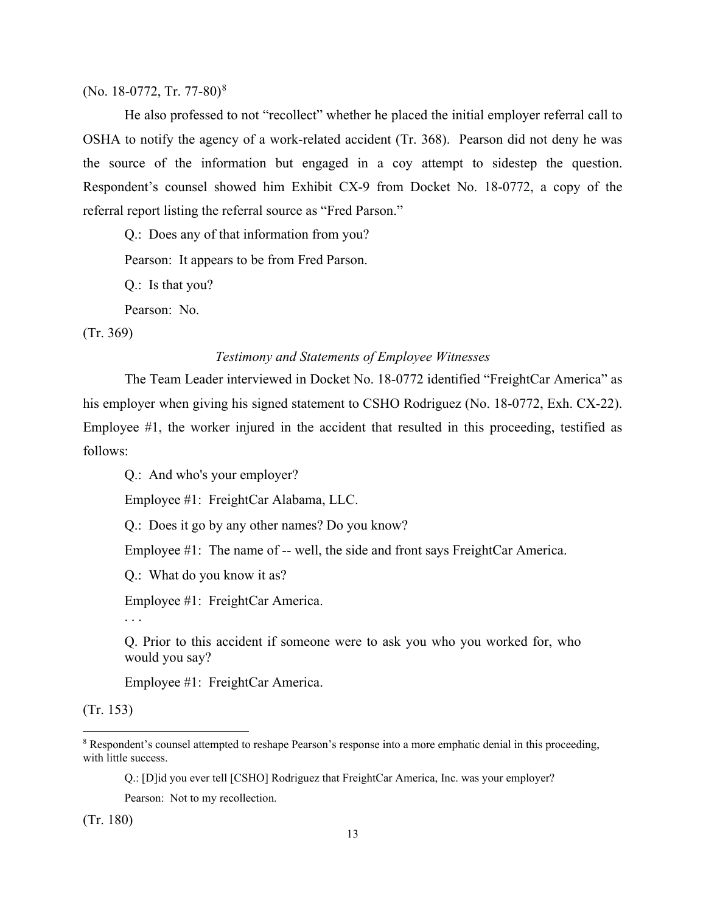(No. 18-0772, Tr. 77-80)[8]

He also professed to not "recollect" whether he placed the initial employer referral call to OSHA to notify the agency of a work-related accident (Tr. 368). Pearson did not deny he was the source of the information but engaged in a coy attempt to sidestep the question. Respondent's counsel showed him Exhibit CX-9 from Docket No. 18-0772, a copy of the referral report listing the referral source as "Fred Parson."

> Q.: Does any of that information from you?
>
> Pearson: It appears to be from Fred Parson.
>
> Q.: Is that you?
>
> Pearson: No.

(Tr. 369)

*Testimony and Statements of Employee Witnesses*

The Team Leader interviewed in Docket No. 18-0772 identified "FreightCar America" as his employer when giving his signed statement to CSHO Rodriguez (No. 18-0772, Exh. CX-22). Employee #1, the worker injured in the accident that resulted in this proceeding, testified as follows:

> Q.: And who's your employer?
>
> Employee #1: FreightCar Alabama, LLC.
>
> Q.: Does it go by any other names? Do you know?
>
> Employee #1: The name of -- well, the side and front says FreightCar America.
>
> Q.: What do you know it as?
>
> Employee #1: FreightCar America.
>
> . . .
>
> Q. Prior to this accident if someone were to ask you who you worked for, who would you say?
>
> Employee #1: FreightCar America.

(Tr. 153)

---

[8] Respondent's counsel attempted to reshape Pearson's response into a more emphatic denial in this proceeding, with little success.

> Q.: [D]id you ever tell [CSHO] Rodriguez that FreightCar America, Inc. was your employer?
>
> Pearson: Not to my recollection.

(Tr. 180)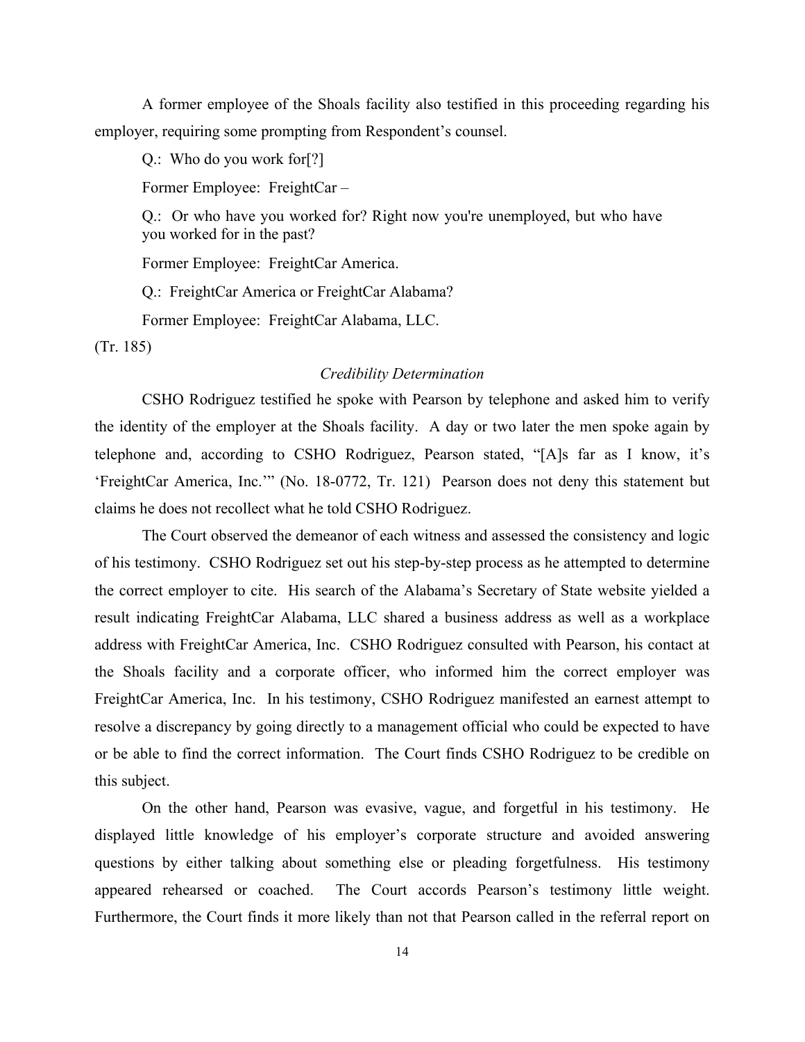A former employee of the Shoals facility also testified in this proceeding regarding his employer, requiring some prompting from Respondent's counsel.

> Q.: Who do you work for[?]
>
> Former Employee: FreightCar –
>
> Q.: Or who have you worked for? Right now you're unemployed, but who have you worked for in the past?
>
> Former Employee: FreightCar America.
>
> Q.: FreightCar America or FreightCar Alabama?
>
> Former Employee: FreightCar Alabama, LLC.

(Tr. 185)

*Credibility Determination*

CSHO Rodriguez testified he spoke with Pearson by telephone and asked him to verify the identity of the employer at the Shoals facility. A day or two later the men spoke again by telephone and, according to CSHO Rodriguez, Pearson stated, "[A]s far as I know, it's 'FreightCar America, Inc.'" (No. 18-0772, Tr. 121) Pearson does not deny this statement but claims he does not recollect what he told CSHO Rodriguez.

The Court observed the demeanor of each witness and assessed the consistency and logic of his testimony. CSHO Rodriguez set out his step-by-step process as he attempted to determine the correct employer to cite. His search of the Alabama's Secretary of State website yielded a result indicating FreightCar Alabama, LLC shared a business address as well as a workplace address with FreightCar America, Inc. CSHO Rodriguez consulted with Pearson, his contact at the Shoals facility and a corporate officer, who informed him the correct employer was FreightCar America, Inc. In his testimony, CSHO Rodriguez manifested an earnest attempt to resolve a discrepancy by going directly to a management official who could be expected to have or be able to find the correct information. The Court finds CSHO Rodriguez to be credible on this subject.

On the other hand, Pearson was evasive, vague, and forgetful in his testimony. He displayed little knowledge of his employer's corporate structure and avoided answering questions by either talking about something else or pleading forgetfulness. His testimony appeared rehearsed or coached. The Court accords Pearson's testimony little weight. Furthermore, the Court finds it more likely than not that Pearson called in the referral report on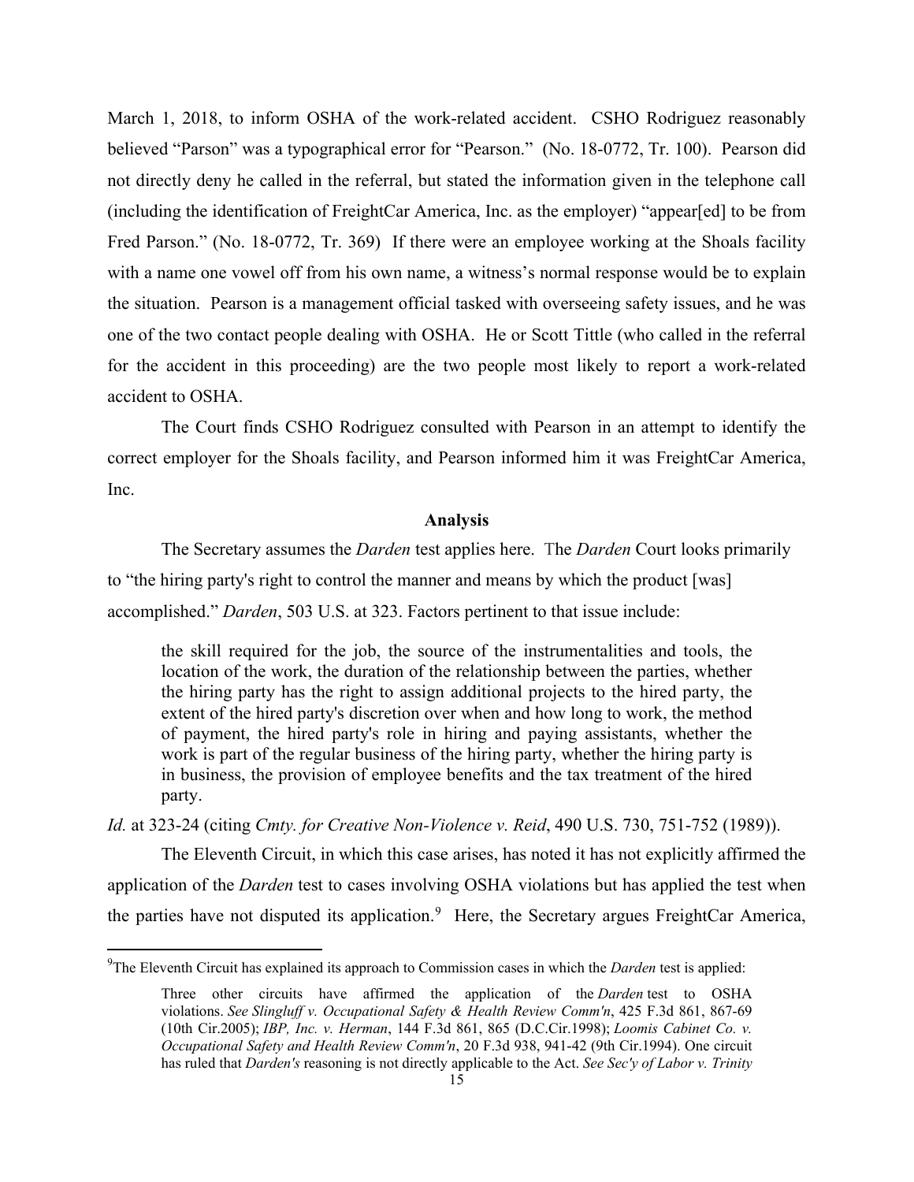March 1, 2018, to inform OSHA of the work-related accident. CSHO Rodriguez reasonably believed "Parson" was a typographical error for "Pearson." (No. 18-0772, Tr. 100). Pearson did not directly deny he called in the referral, but stated the information given in the telephone call (including the identification of FreightCar America, Inc. as the employer) "appear[ed] to be from Fred Parson." (No. 18-0772, Tr. 369) If there were an employee working at the Shoals facility with a name one vowel off from his own name, a witness's normal response would be to explain the situation. Pearson is a management official tasked with overseeing safety issues, and he was one of the two contact people dealing with OSHA. He or Scott Tittle (who called in the referral for the accident in this proceeding) are the two people most likely to report a work-related accident to OSHA.

The Court finds CSHO Rodriguez consulted with Pearson in an attempt to identify the correct employer for the Shoals facility, and Pearson informed him it was FreightCar America, Inc.

## Analysis

The Secretary assumes the *Darden* test applies here. The *Darden* Court looks primarily to "the hiring party's right to control the manner and means by which the product [was] accomplished." *Darden*, 503 U.S. at 323. Factors pertinent to that issue include:

> the skill required for the job, the source of the instrumentalities and tools, the location of the work, the duration of the relationship between the parties, whether the hiring party has the right to assign additional projects to the hired party, the extent of the hired party's discretion over when and how long to work, the method of payment, the hired party's role in hiring and paying assistants, whether the work is part of the regular business of the hiring party, whether the hiring party is in business, the provision of employee benefits and the tax treatment of the hired party.

*Id.* at 323-24 (citing *Cmty. for Creative Non-Violence v. Reid*, 490 U.S. 730, 751-752 (1989)).

The Eleventh Circuit, in which this case arises, has noted it has not explicitly affirmed the application of the *Darden* test to cases involving OSHA violations but has applied the test when the parties have not disputed its application.[9] Here, the Secretary argues FreightCar America,

---

[9]The Eleventh Circuit has explained its approach to Commission cases in which the *Darden* test is applied:

> Three other circuits have affirmed the application of the *Darden* test to OSHA violations. *See Slingluff v. Occupational Safety & Health Review Comm'n*, 425 F.3d 861, 867-69 (10th Cir.2005); *IBP, Inc. v. Herman*, 144 F.3d 861, 865 (D.C.Cir.1998); *Loomis Cabinet Co. v. Occupational Safety and Health Review Comm'n*, 20 F.3d 938, 941-42 (9th Cir.1994). One circuit has ruled that *Darden's* reasoning is not directly applicable to the Act. *See Sec'y of Labor v. Trinity*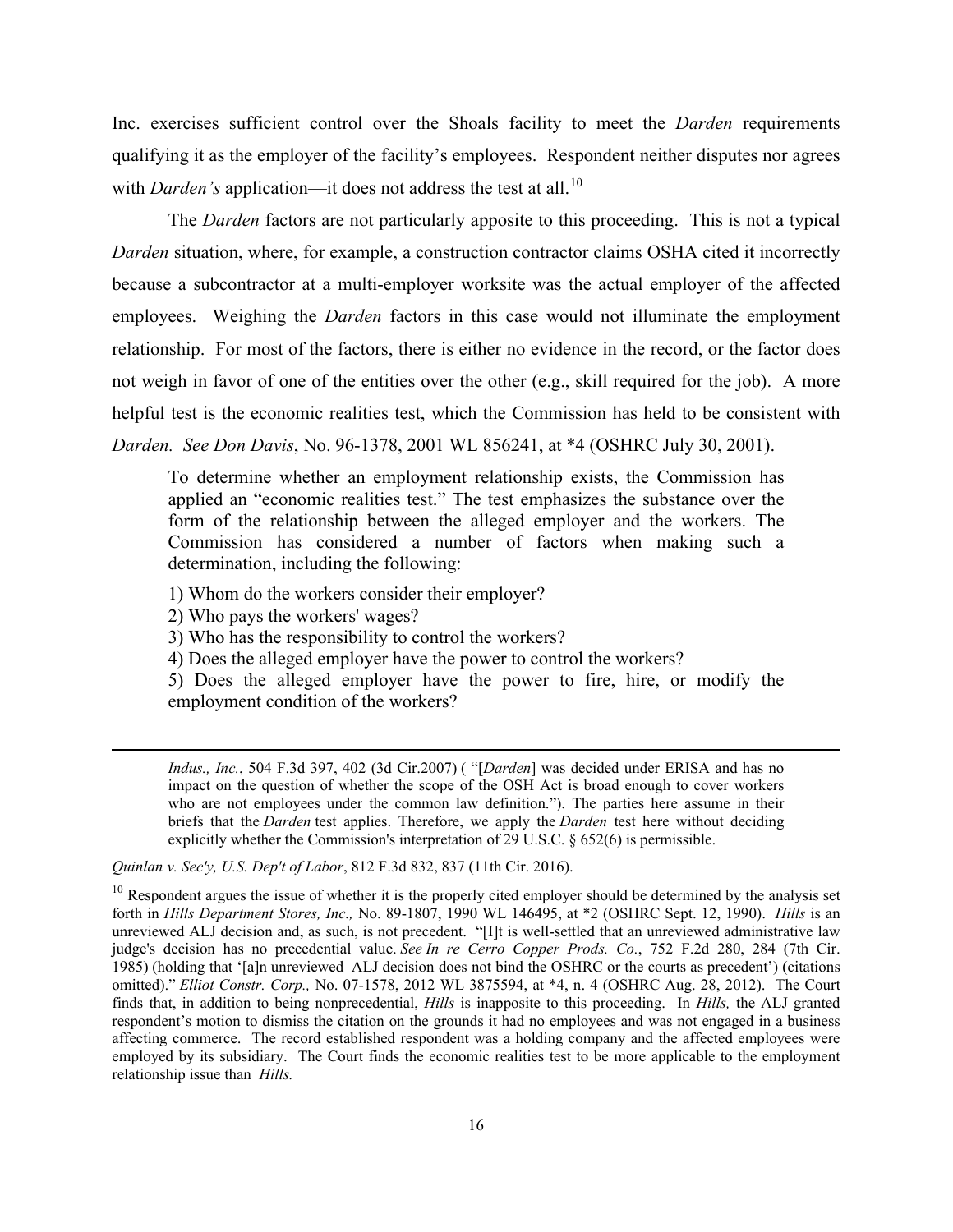Inc. exercises sufficient control over the Shoals facility to meet the *Darden* requirements qualifying it as the employer of the facility's employees. Respondent neither disputes nor agrees with *Darden's* application—it does not address the test at all.[10]

The *Darden* factors are not particularly apposite to this proceeding. This is not a typical *Darden* situation, where, for example, a construction contractor claims OSHA cited it incorrectly because a subcontractor at a multi-employer worksite was the actual employer of the affected employees. Weighing the *Darden* factors in this case would not illuminate the employment relationship. For most of the factors, there is either no evidence in the record, or the factor does not weigh in favor of one of the entities over the other (e.g., skill required for the job). A more helpful test is the economic realities test, which the Commission has held to be consistent with *Darden*. *See Don Davis*, No. 96-1378, 2001 WL 856241, at *4 (OSHRC July 30, 2001).

> To determine whether an employment relationship exists, the Commission has applied an "economic realities test." The test emphasizes the substance over the form of the relationship between the alleged employer and the workers. The Commission has considered a number of factors when making such a determination, including the following:
>
> 1) Whom do the workers consider their employer?
> 2) Who pays the workers' wages?
> 3) Who has the responsibility to control the workers?
> 4) Does the alleged employer have the power to control the workers?
> 5) Does the alleged employer have the power to fire, hire, or modify the employment condition of the workers?

---

> *Indus., Inc.*, 504 F.3d 397, 402 (3d Cir.2007) ( "[*Darden*] was decided under ERISA and has no impact on the question of whether the scope of the OSH Act is broad enough to cover workers who are not employees under the common law definition."). The parties here assume in their briefs that the *Darden* test applies. Therefore, we apply the *Darden* test here without deciding explicitly whether the Commission's interpretation of 29 U.S.C. § 652(6) is permissible.

*Quinlan v. Sec'y, U.S. Dep't of Labor*, 812 F.3d 832, 837 (11th Cir. 2016).

[10] Respondent argues the issue of whether it is the properly cited employer should be determined by the analysis set forth in *Hills Department Stores, Inc.,* No. 89-1807, 1990 WL 146495, at *2 (OSHRC Sept. 12, 1990). *Hills* is an unreviewed ALJ decision and, as such, is not precedent. "[I]t is well-settled that an unreviewed administrative law judge's decision has no precedential value. *See In re Cerro Copper Prods. Co.*, 752 F.2d 280, 284 (7th Cir. 1985) (holding that '[a]n unreviewed ALJ decision does not bind the OSHRC or the courts as precedent') (citations omitted)." *Elliot Constr. Corp.,* No. 07-1578, 2012 WL 3875594, at *4, n. 4 (OSHRC Aug. 28, 2012). The Court finds that, in addition to being nonprecedential, *Hills* is inapposite to this proceeding. In *Hills,* the ALJ granted respondent's motion to dismiss the citation on the grounds it had no employees and was not engaged in a business affecting commerce. The record established respondent was a holding company and the affected employees were employed by its subsidiary. The Court finds the economic realities test to be more applicable to the employment relationship issue than *Hills.*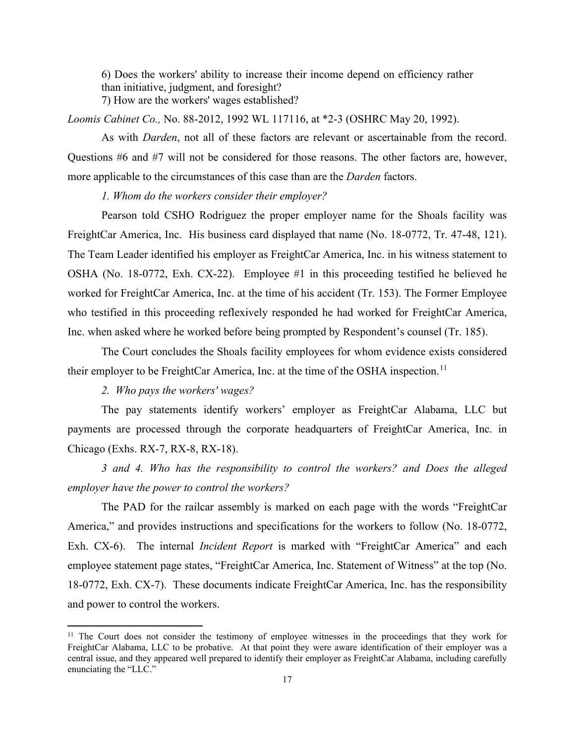6) Does the workers' ability to increase their income depend on efficiency rather than initiative, judgment, and foresight?
7) How are the workers' wages established?

*Loomis Cabinet Co.,* No. 88-2012, 1992 WL 117116, at *2-3 (OSHRC May 20, 1992).

As with *Darden*, not all of these factors are relevant or ascertainable from the record. Questions #6 and #7 will not be considered for those reasons. The other factors are, however, more applicable to the circumstances of this case than are the *Darden* factors.

*1. Whom do the workers consider their employer?*

Pearson told CSHO Rodriguez the proper employer name for the Shoals facility was FreightCar America, Inc. His business card displayed that name (No. 18-0772, Tr. 47-48, 121). The Team Leader identified his employer as FreightCar America, Inc. in his witness statement to OSHA (No. 18-0772, Exh. CX-22). Employee #1 in this proceeding testified he believed he worked for FreightCar America, Inc. at the time of his accident (Tr. 153). The Former Employee who testified in this proceeding reflexively responded he had worked for FreightCar America, Inc. when asked where he worked before being prompted by Respondent's counsel (Tr. 185).

The Court concludes the Shoals facility employees for whom evidence exists considered their employer to be FreightCar America, Inc. at the time of the OSHA inspection.[11]

*2. Who pays the workers' wages?*

The pay statements identify workers' employer as FreightCar Alabama, LLC but payments are processed through the corporate headquarters of FreightCar America, Inc. in Chicago (Exhs. RX-7, RX-8, RX-18).

*3 and 4. Who has the responsibility to control the workers? and Does the alleged employer have the power to control the workers?*

The PAD for the railcar assembly is marked on each page with the words "FreightCar America," and provides instructions and specifications for the workers to follow (No. 18-0772, Exh. CX-6). The internal *Incident Report* is marked with "FreightCar America" and each employee statement page states, "FreightCar America, Inc. Statement of Witness" at the top (No. 18-0772, Exh. CX-7). These documents indicate FreightCar America, Inc. has the responsibility and power to control the workers.

[11] The Court does not consider the testimony of employee witnesses in the proceedings that they work for FreightCar Alabama, LLC to be probative. At that point they were aware identification of their employer was a central issue, and they appeared well prepared to identify their employer as FreightCar Alabama, including carefully enunciating the "LLC."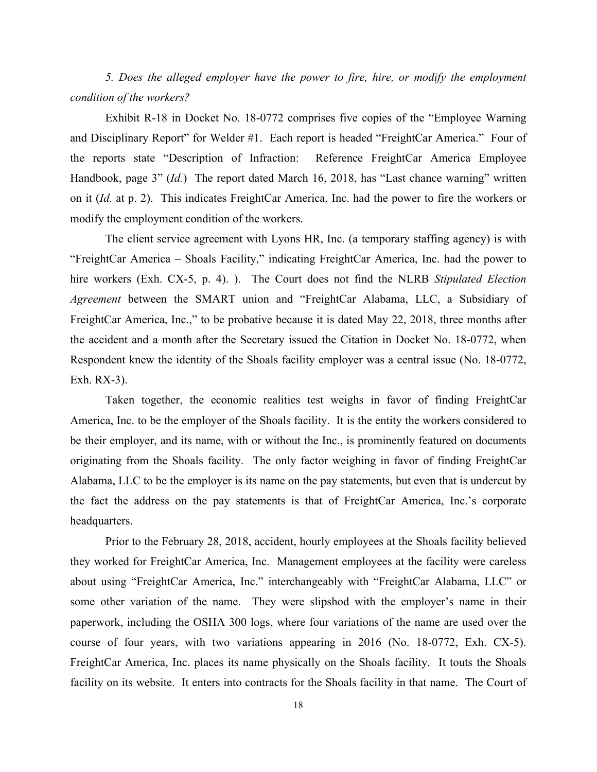*5. Does the alleged employer have the power to fire, hire, or modify the employment condition of the workers?*

Exhibit R-18 in Docket No. 18-0772 comprises five copies of the "Employee Warning and Disciplinary Report" for Welder #1. Each report is headed "FreightCar America." Four of the reports state "Description of Infraction: Reference FreightCar America Employee Handbook, page 3" (*Id.*) The report dated March 16, 2018, has "Last chance warning" written on it (*Id.* at p. 2). This indicates FreightCar America, Inc. had the power to fire the workers or modify the employment condition of the workers.

The client service agreement with Lyons HR, Inc. (a temporary staffing agency) is with "FreightCar America – Shoals Facility," indicating FreightCar America, Inc. had the power to hire workers (Exh. CX-5, p. 4). ). The Court does not find the NLRB *Stipulated Election Agreement* between the SMART union and "FreightCar Alabama, LLC, a Subsidiary of FreightCar America, Inc.," to be probative because it is dated May 22, 2018, three months after the accident and a month after the Secretary issued the Citation in Docket No. 18-0772, when Respondent knew the identity of the Shoals facility employer was a central issue (No. 18-0772, Exh. RX-3).

Taken together, the economic realities test weighs in favor of finding FreightCar America, Inc. to be the employer of the Shoals facility. It is the entity the workers considered to be their employer, and its name, with or without the Inc., is prominently featured on documents originating from the Shoals facility. The only factor weighing in favor of finding FreightCar Alabama, LLC to be the employer is its name on the pay statements, but even that is undercut by the fact the address on the pay statements is that of FreightCar America, Inc.'s corporate headquarters.

Prior to the February 28, 2018, accident, hourly employees at the Shoals facility believed they worked for FreightCar America, Inc. Management employees at the facility were careless about using "FreightCar America, Inc." interchangeably with "FreightCar Alabama, LLC" or some other variation of the name. They were slipshod with the employer's name in their paperwork, including the OSHA 300 logs, where four variations of the name are used over the course of four years, with two variations appearing in 2016 (No. 18-0772, Exh. CX-5). FreightCar America, Inc. places its name physically on the Shoals facility. It touts the Shoals facility on its website. It enters into contracts for the Shoals facility in that name. The Court of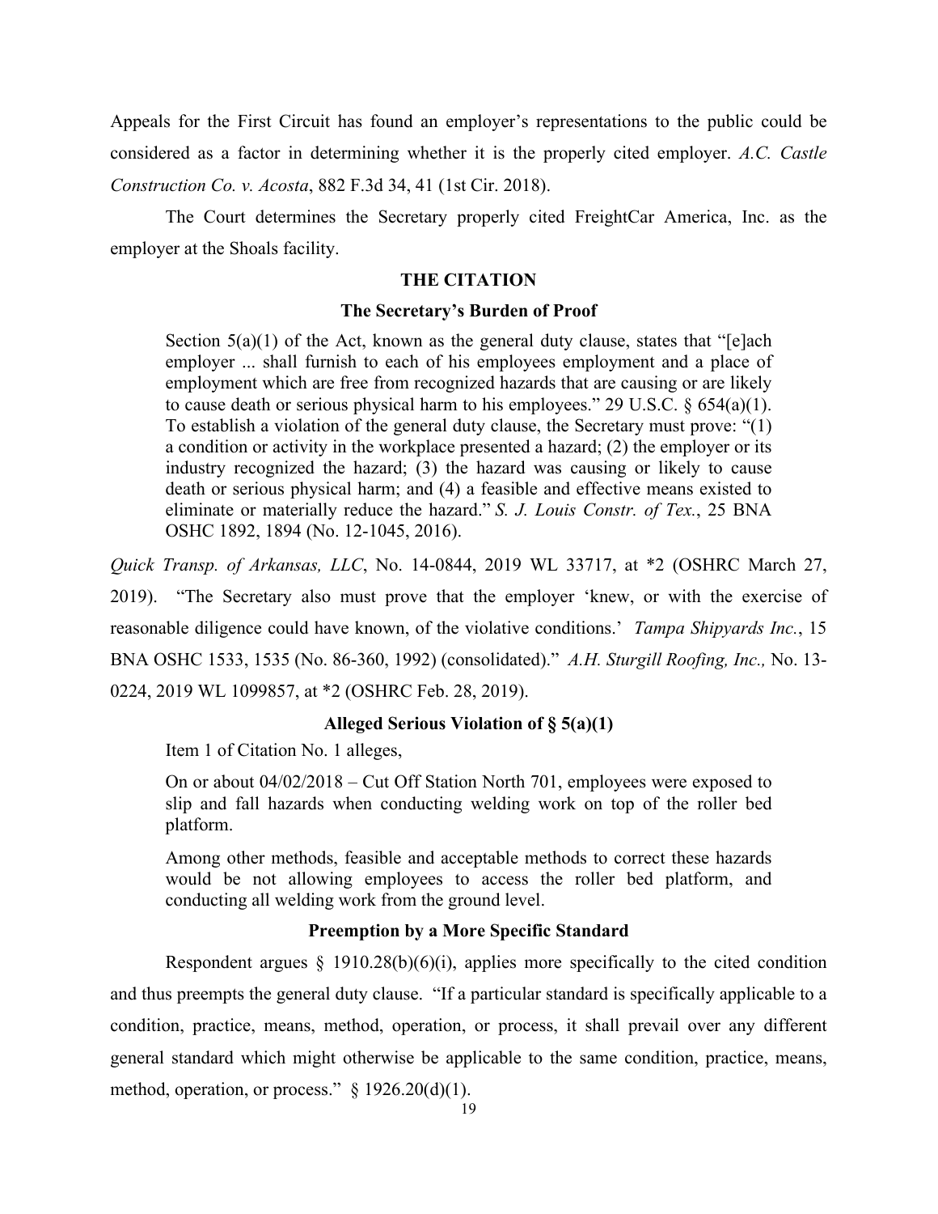Appeals for the First Circuit has found an employer's representations to the public could be considered as a factor in determining whether it is the properly cited employer. *A.C. Castle Construction Co. v. Acosta*, 882 F.3d 34, 41 (1st Cir. 2018).

The Court determines the Secretary properly cited FreightCar America, Inc. as the employer at the Shoals facility.

## THE CITATION

### The Secretary's Burden of Proof

> Section 5(a)(1) of the Act, known as the general duty clause, states that "[e]ach employer ... shall furnish to each of his employees employment and a place of employment which are free from recognized hazards that are causing or are likely to cause death or serious physical harm to his employees." 29 U.S.C. § 654(a)(1). To establish a violation of the general duty clause, the Secretary must prove: "(1) a condition or activity in the workplace presented a hazard; (2) the employer or its industry recognized the hazard; (3) the hazard was causing or likely to cause death or serious physical harm; and (4) a feasible and effective means existed to eliminate or materially reduce the hazard." *S. J. Louis Constr. of Tex.*, 25 BNA OSHC 1892, 1894 (No. 12-1045, 2016).

*Quick Transp. of Arkansas, LLC*, No. 14-0844, 2019 WL 33717, at *2 (OSHRC March 27, 2019). "The Secretary also must prove that the employer 'knew, or with the exercise of reasonable diligence could have known, of the violative conditions.' *Tampa Shipyards Inc.*, 15 BNA OSHC 1533, 1535 (No. 86-360, 1992) (consolidated)." *A.H. Sturgill Roofing, Inc.,* No. 13-0224, 2019 WL 1099857, at *2 (OSHRC Feb. 28, 2019).

### Alleged Serious Violation of § 5(a)(1)

Item 1 of Citation No. 1 alleges,

> On or about 04/02/2018 – Cut Off Station North 701, employees were exposed to slip and fall hazards when conducting welding work on top of the roller bed platform.
>
> Among other methods, feasible and acceptable methods to correct these hazards would be not allowing employees to access the roller bed platform, and conducting all welding work from the ground level.

### Preemption by a More Specific Standard

Respondent argues § 1910.28(b)(6)(i), applies more specifically to the cited condition and thus preempts the general duty clause. "If a particular standard is specifically applicable to a condition, practice, means, method, operation, or process, it shall prevail over any different general standard which might otherwise be applicable to the same condition, practice, means, method, operation, or process." § 1926.20(d)(1).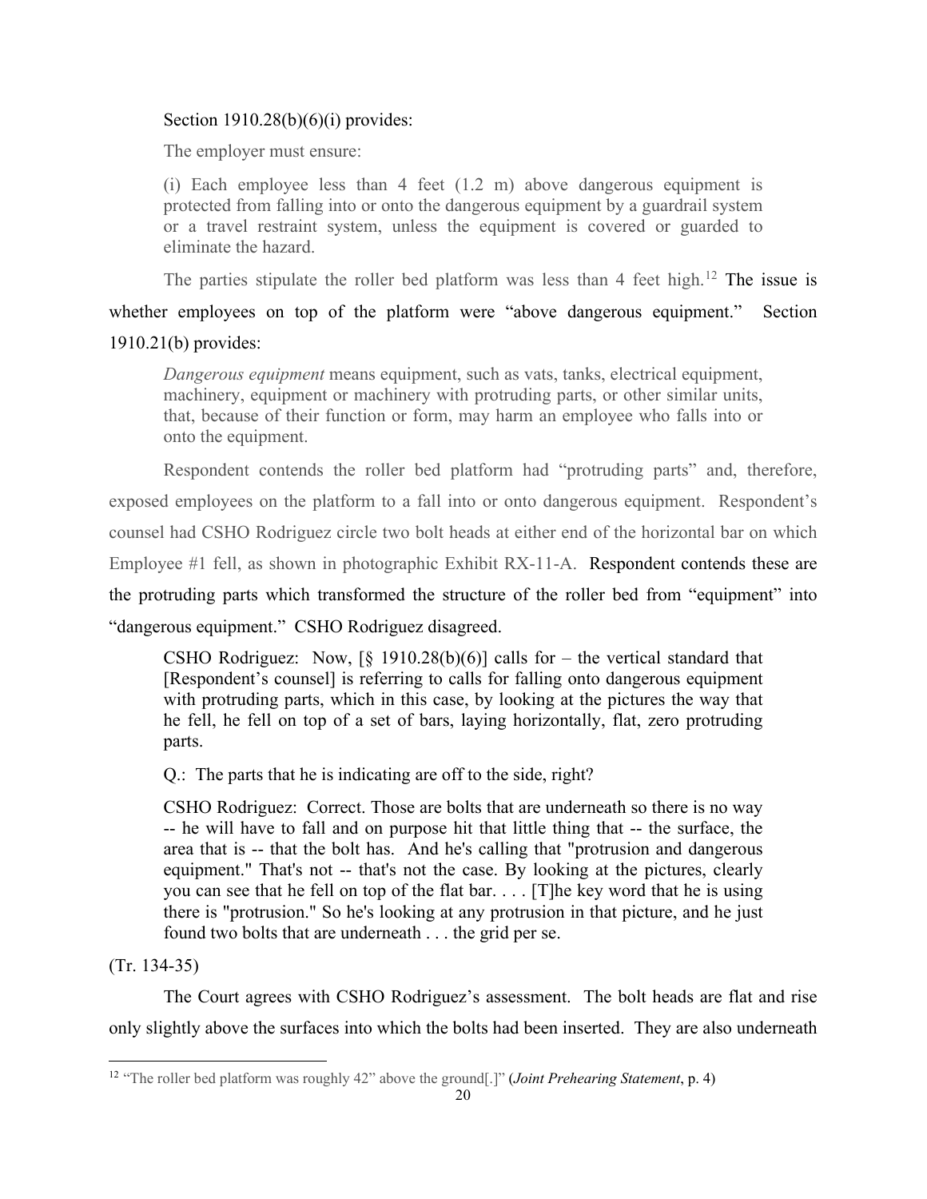Section 1910.28(b)(6)(i) provides:

> The employer must ensure:
>
> (i) Each employee less than 4 feet (1.2 m) above dangerous equipment is protected from falling into or onto the dangerous equipment by a guardrail system or a travel restraint system, unless the equipment is covered or guarded to eliminate the hazard.

The parties stipulate the roller bed platform was less than 4 feet high.[12] The issue is whether employees on top of the platform were "above dangerous equipment." Section 1910.21(b) provides:

> *Dangerous equipment* means equipment, such as vats, tanks, electrical equipment, machinery, equipment or machinery with protruding parts, or other similar units, that, because of their function or form, may harm an employee who falls into or onto the equipment.

Respondent contends the roller bed platform had "protruding parts" and, therefore, exposed employees on the platform to a fall into or onto dangerous equipment. Respondent's counsel had CSHO Rodriguez circle two bolt heads at either end of the horizontal bar on which Employee #1 fell, as shown in photographic Exhibit RX-11-A. Respondent contends these are the protruding parts which transformed the structure of the roller bed from "equipment" into "dangerous equipment." CSHO Rodriguez disagreed.

> CSHO Rodriguez: Now, [§ 1910.28(b)(6)] calls for – the vertical standard that [Respondent's counsel] is referring to calls for falling onto dangerous equipment with protruding parts, which in this case, by looking at the pictures the way that he fell, he fell on top of a set of bars, laying horizontally, flat, zero protruding parts.
>
> Q.: The parts that he is indicating are off to the side, right?
>
> CSHO Rodriguez: Correct. Those are bolts that are underneath so there is no way -- he will have to fall and on purpose hit that little thing that -- the surface, the area that is -- that the bolt has. And he's calling that "protrusion and dangerous equipment." That's not -- that's not the case. By looking at the pictures, clearly you can see that he fell on top of the flat bar. . . . [T]he key word that he is using there is "protrusion." So he's looking at any protrusion in that picture, and he just found two bolts that are underneath . . . the grid per se.

(Tr. 134-35)

The Court agrees with CSHO Rodriguez's assessment. The bolt heads are flat and rise only slightly above the surfaces into which the bolts had been inserted. They are also underneath

---

[12] "The roller bed platform was roughly 42" above the ground[.]" (*Joint Prehearing Statement*, p. 4)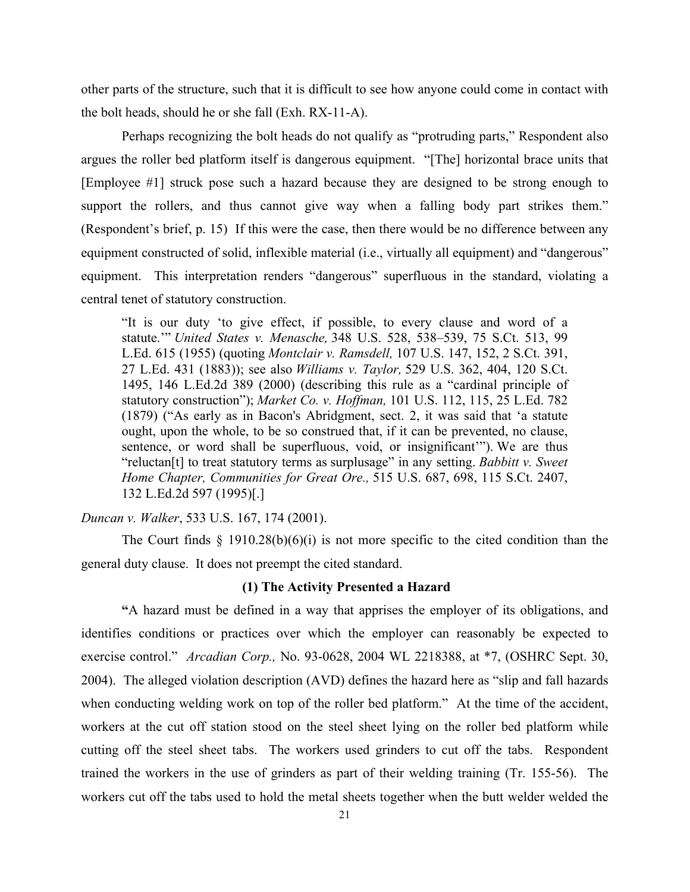other parts of the structure, such that it is difficult to see how anyone could come in contact with the bolt heads, should he or she fall (Exh. RX-11-A).

Perhaps recognizing the bolt heads do not qualify as "protruding parts," Respondent also argues the roller bed platform itself is dangerous equipment. "[The] horizontal brace units that [Employee #1] struck pose such a hazard because they are designed to be strong enough to support the rollers, and thus cannot give way when a falling body part strikes them." (Respondent's brief, p. 15) If this were the case, then there would be no difference between any equipment constructed of solid, inflexible material (i.e., virtually all equipment) and "dangerous" equipment. This interpretation renders "dangerous" superfluous in the standard, violating a central tenet of statutory construction.

> "It is our duty 'to give effect, if possible, to every clause and word of a statute.'" *United States v. Menasche,* 348 U.S. 528, 538–539, 75 S.Ct. 513, 99 L.Ed. 615 (1955) (quoting *Montclair v. Ramsdell,* 107 U.S. 147, 152, 2 S.Ct. 391, 27 L.Ed. 431 (1883)); see also *Williams v. Taylor,* 529 U.S. 362, 404, 120 S.Ct. 1495, 146 L.Ed.2d 389 (2000) (describing this rule as a "cardinal principle of statutory construction"); *Market Co. v. Hoffman,* 101 U.S. 112, 115, 25 L.Ed. 782 (1879) ("As early as in Bacon's Abridgment, sect. 2, it was said that 'a statute ought, upon the whole, to be so construed that, if it can be prevented, no clause, sentence, or word shall be superfluous, void, or insignificant'"). We are thus "reluctan[t] to treat statutory terms as surplusage" in any setting. *Babbitt v. Sweet Home Chapter, Communities for Great Ore.,* 515 U.S. 687, 698, 115 S.Ct. 2407, 132 L.Ed.2d 597 (1995)[.]

*Duncan v. Walker*, 533 U.S. 167, 174 (2001).

The Court finds § 1910.28(b)(6)(i) is not more specific to the cited condition than the general duty clause. It does not preempt the cited standard.

### (1) The Activity Presented a Hazard

**"**A hazard must be defined in a way that apprises the employer of its obligations, and identifies conditions or practices over which the employer can reasonably be expected to exercise control." *Arcadian Corp.,* No. 93-0628, 2004 WL 2218388, at *7, (OSHRC Sept. 30, 2004). The alleged violation description (AVD) defines the hazard here as "slip and fall hazards when conducting welding work on top of the roller bed platform." At the time of the accident, workers at the cut off station stood on the steel sheet lying on the roller bed platform while cutting off the steel sheet tabs. The workers used grinders to cut off the tabs. Respondent trained the workers in the use of grinders as part of their welding training (Tr. 155-56). The workers cut off the tabs used to hold the metal sheets together when the butt welder welded the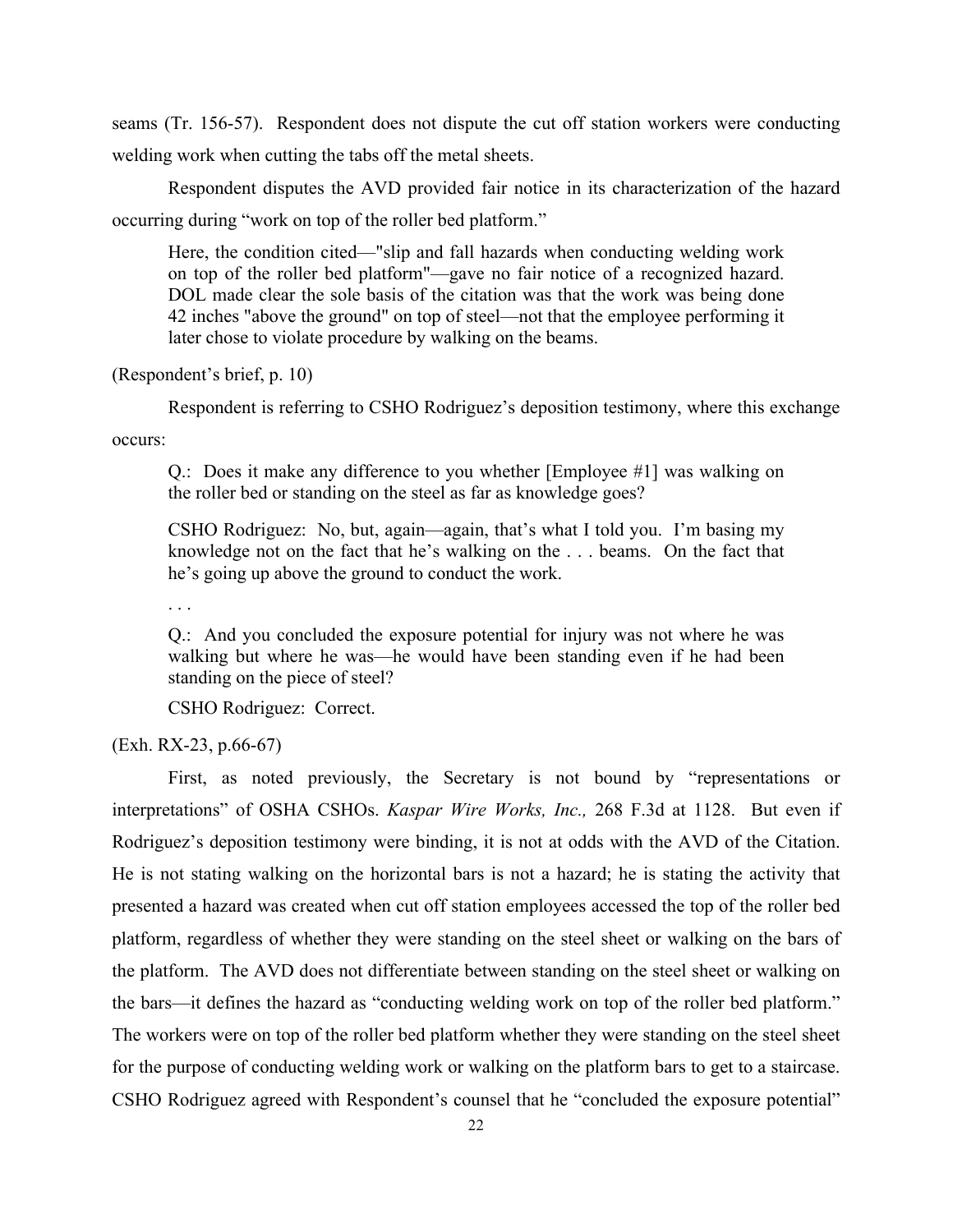seams (Tr. 156-57). Respondent does not dispute the cut off station workers were conducting welding work when cutting the tabs off the metal sheets.

Respondent disputes the AVD provided fair notice in its characterization of the hazard occurring during "work on top of the roller bed platform."

> Here, the condition cited—"slip and fall hazards when conducting welding work on top of the roller bed platform"—gave no fair notice of a recognized hazard. DOL made clear the sole basis of the citation was that the work was being done 42 inches "above the ground" on top of steel—not that the employee performing it later chose to violate procedure by walking on the beams.

(Respondent's brief, p. 10)

Respondent is referring to CSHO Rodriguez's deposition testimony, where this exchange occurs:

> Q.: Does it make any difference to you whether [Employee #1] was walking on the roller bed or standing on the steel as far as knowledge goes?
>
> CSHO Rodriguez: No, but, again—again, that's what I told you. I'm basing my knowledge not on the fact that he's walking on the . . . beams. On the fact that he's going up above the ground to conduct the work.
>
> . . .
>
> Q.: And you concluded the exposure potential for injury was not where he was walking but where he was—he would have been standing even if he had been standing on the piece of steel?
>
> CSHO Rodriguez: Correct.

(Exh. RX-23, p.66-67)

First, as noted previously, the Secretary is not bound by "representations or interpretations" of OSHA CSHOs. *Kaspar Wire Works, Inc.,* 268 F.3d at 1128. But even if Rodriguez's deposition testimony were binding, it is not at odds with the AVD of the Citation. He is not stating walking on the horizontal bars is not a hazard; he is stating the activity that presented a hazard was created when cut off station employees accessed the top of the roller bed platform, regardless of whether they were standing on the steel sheet or walking on the bars of the platform. The AVD does not differentiate between standing on the steel sheet or walking on the bars—it defines the hazard as "conducting welding work on top of the roller bed platform." The workers were on top of the roller bed platform whether they were standing on the steel sheet for the purpose of conducting welding work or walking on the platform bars to get to a staircase. CSHO Rodriguez agreed with Respondent's counsel that he "concluded the exposure potential"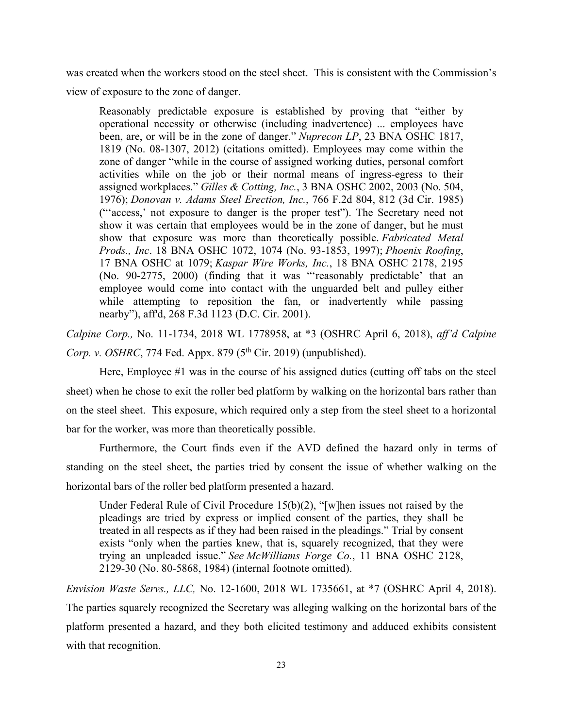was created when the workers stood on the steel sheet. This is consistent with the Commission's view of exposure to the zone of danger.

> Reasonably predictable exposure is established by proving that "either by operational necessity or otherwise (including inadvertence) ... employees have been, are, or will be in the zone of danger." *Nuprecon LP*, 23 BNA OSHC 1817, 1819 (No. 08-1307, 2012) (citations omitted). Employees may come within the zone of danger "while in the course of assigned working duties, personal comfort activities while on the job or their normal means of ingress-egress to their assigned workplaces." *Gilles & Cotting, Inc.*, 3 BNA OSHC 2002, 2003 (No. 504, 1976); *Donovan v. Adams Steel Erection, Inc.*, 766 F.2d 804, 812 (3d Cir. 1985) ("'access,' not exposure to danger is the proper test"). The Secretary need not show it was certain that employees would be in the zone of danger, but he must show that exposure was more than theoretically possible. *Fabricated Metal Prods., Inc*. 18 BNA OSHC 1072, 1074 (No. 93-1853, 1997); *Phoenix Roofing*, 17 BNA OSHC at 1079; *Kaspar Wire Works, Inc.*, 18 BNA OSHC 2178, 2195 (No. 90-2775, 2000) (finding that it was "'reasonably predictable' that an employee would come into contact with the unguarded belt and pulley either while attempting to reposition the fan, or inadvertently while passing nearby"), aff'd, 268 F.3d 1123 (D.C. Cir. 2001).

*Calpine Corp.,* No. 11-1734, 2018 WL 1778958, at *3 (OSHRC April 6, 2018), *aff'd Calpine Corp. v. OSHRC*, 774 Fed. Appx. 879 (5th Cir. 2019) (unpublished).

Here, Employee #1 was in the course of his assigned duties (cutting off tabs on the steel sheet) when he chose to exit the roller bed platform by walking on the horizontal bars rather than on the steel sheet. This exposure, which required only a step from the steel sheet to a horizontal bar for the worker, was more than theoretically possible.

Furthermore, the Court finds even if the AVD defined the hazard only in terms of standing on the steel sheet, the parties tried by consent the issue of whether walking on the horizontal bars of the roller bed platform presented a hazard.

> Under Federal Rule of Civil Procedure 15(b)(2), "[w]hen issues not raised by the pleadings are tried by express or implied consent of the parties, they shall be treated in all respects as if they had been raised in the pleadings." Trial by consent exists "only when the parties knew, that is, squarely recognized, that they were trying an unpleaded issue." *See McWilliams Forge Co.*, 11 BNA OSHC 2128, 2129-30 (No. 80-5868, 1984) (internal footnote omitted).

*Envision Waste Servs., LLC,* No. 12-1600, 2018 WL 1735661, at *7 (OSHRC April 4, 2018). The parties squarely recognized the Secretary was alleging walking on the horizontal bars of the platform presented a hazard, and they both elicited testimony and adduced exhibits consistent with that recognition.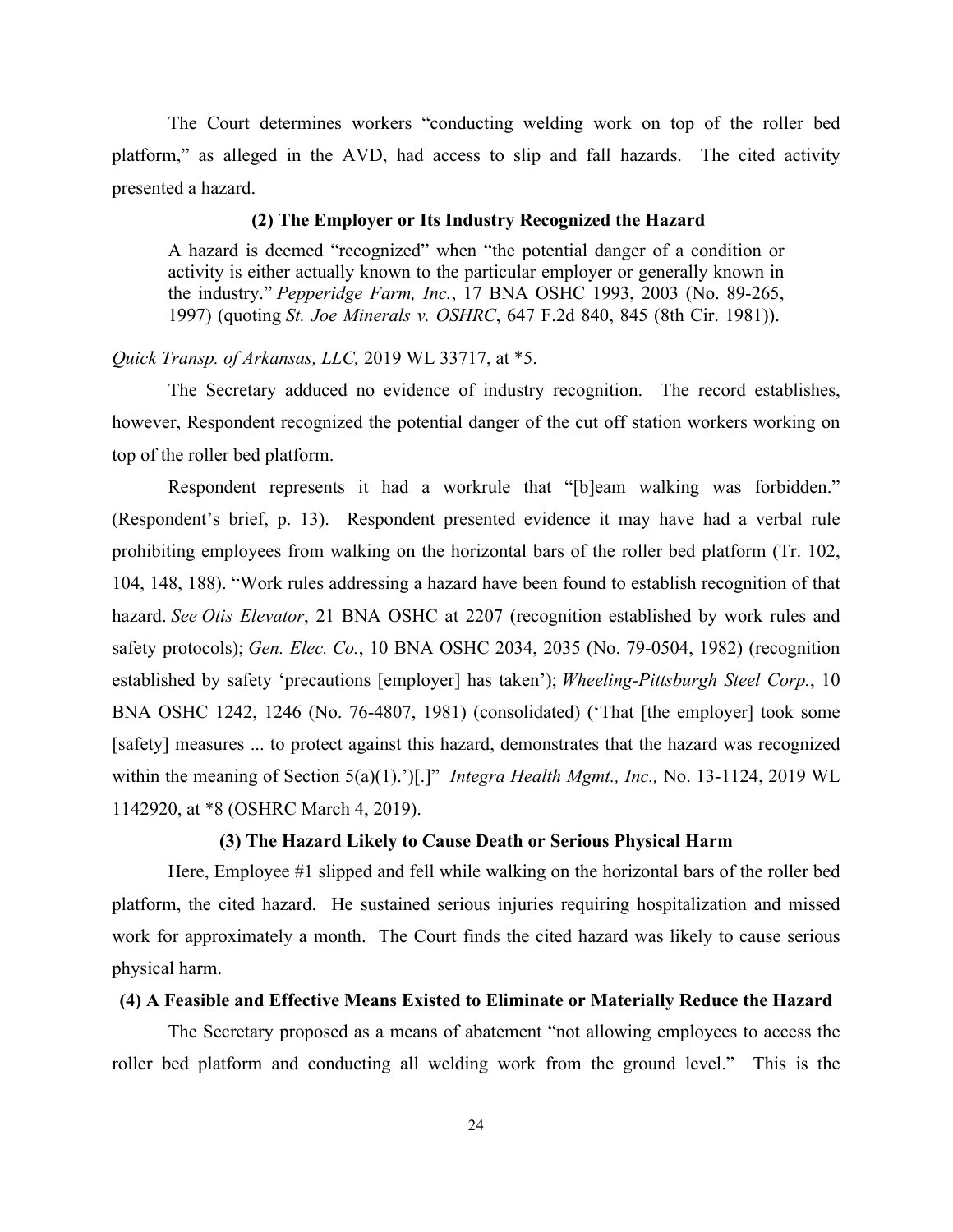The Court determines workers "conducting welding work on top of the roller bed platform," as alleged in the AVD, had access to slip and fall hazards. The cited activity presented a hazard.

### (2) The Employer or Its Industry Recognized the Hazard

> A hazard is deemed "recognized" when "the potential danger of a condition or activity is either actually known to the particular employer or generally known in the industry." *Pepperidge Farm, Inc.*, 17 BNA OSHC 1993, 2003 (No. 89-265, 1997) (quoting *St. Joe Minerals v. OSHRC*, 647 F.2d 840, 845 (8th Cir. 1981)).

*Quick Transp. of Arkansas, LLC,* 2019 WL 33717, at *5.

The Secretary adduced no evidence of industry recognition. The record establishes, however, Respondent recognized the potential danger of the cut off station workers working on top of the roller bed platform.

Respondent represents it had a workrule that "[b]eam walking was forbidden." (Respondent's brief, p. 13). Respondent presented evidence it may have had a verbal rule prohibiting employees from walking on the horizontal bars of the roller bed platform (Tr. 102, 104, 148, 188). "Work rules addressing a hazard have been found to establish recognition of that hazard. *See Otis Elevator*, 21 BNA OSHC at 2207 (recognition established by work rules and safety protocols); *Gen. Elec. Co.*, 10 BNA OSHC 2034, 2035 (No. 79-0504, 1982) (recognition established by safety 'precautions [employer] has taken'); *Wheeling-Pittsburgh Steel Corp.*, 10 BNA OSHC 1242, 1246 (No. 76-4807, 1981) (consolidated) ('That [the employer] took some [safety] measures ... to protect against this hazard, demonstrates that the hazard was recognized within the meaning of Section 5(a)(1).')[.]" *Integra Health Mgmt., Inc.,* No. 13-1124, 2019 WL 1142920, at *8 (OSHRC March 4, 2019).

### (3) The Hazard Likely to Cause Death or Serious Physical Harm

Here, Employee #1 slipped and fell while walking on the horizontal bars of the roller bed platform, the cited hazard. He sustained serious injuries requiring hospitalization and missed work for approximately a month. The Court finds the cited hazard was likely to cause serious physical harm.

### (4) A Feasible and Effective Means Existed to Eliminate or Materially Reduce the Hazard

The Secretary proposed as a means of abatement "not allowing employees to access the roller bed platform and conducting all welding work from the ground level." This is the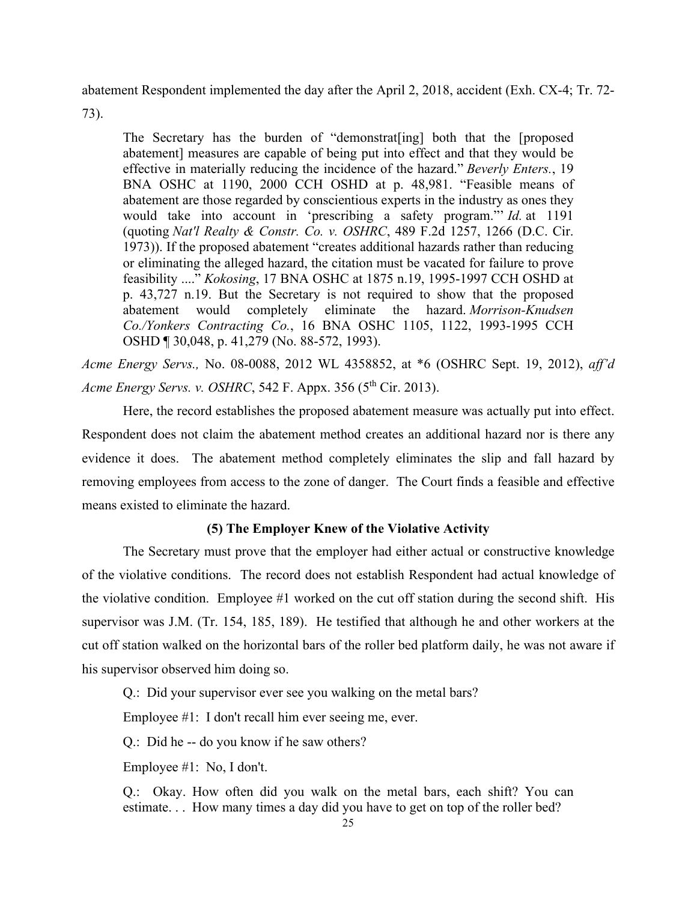abatement Respondent implemented the day after the April 2, 2018, accident (Exh. CX-4; Tr. 72-73).

> The Secretary has the burden of "demonstrat[ing] both that the [proposed abatement] measures are capable of being put into effect and that they would be effective in materially reducing the incidence of the hazard." *Beverly Enters.*, 19 BNA OSHC at 1190, 2000 CCH OSHD at p. 48,981. "Feasible means of abatement are those regarded by conscientious experts in the industry as ones they would take into account in 'prescribing a safety program.'" *Id.* at 1191 (quoting *Nat'l Realty & Constr. Co. v. OSHRC*, 489 F.2d 1257, 1266 (D.C. Cir. 1973)). If the proposed abatement "creates additional hazards rather than reducing or eliminating the alleged hazard, the citation must be vacated for failure to prove feasibility ...." *Kokosing*, 17 BNA OSHC at 1875 n.19, 1995-1997 CCH OSHD at p. 43,727 n.19. But the Secretary is not required to show that the proposed abatement would completely eliminate the hazard. *Morrison-Knudsen Co./Yonkers Contracting Co.*, 16 BNA OSHC 1105, 1122, 1993-1995 CCH OSHD ¶ 30,048, p. 41,279 (No. 88-572, 1993).

*Acme Energy Servs.,* No. 08-0088, 2012 WL 4358852, at *6 (OSHRC Sept. 19, 2012), *aff'd Acme Energy Servs. v. OSHRC*, 542 F. Appx. 356 (5th Cir. 2013).

Here, the record establishes the proposed abatement measure was actually put into effect. Respondent does not claim the abatement method creates an additional hazard nor is there any evidence it does. The abatement method completely eliminates the slip and fall hazard by removing employees from access to the zone of danger. The Court finds a feasible and effective means existed to eliminate the hazard.

**(5) The Employer Knew of the Violative Activity**

The Secretary must prove that the employer had either actual or constructive knowledge of the violative conditions. The record does not establish Respondent had actual knowledge of the violative condition. Employee #1 worked on the cut off station during the second shift. His supervisor was J.M. (Tr. 154, 185, 189). He testified that although he and other workers at the cut off station walked on the horizontal bars of the roller bed platform daily, he was not aware if his supervisor observed him doing so.

> Q.: Did your supervisor ever see you walking on the metal bars?
>
> Employee #1: I don't recall him ever seeing me, ever.
>
> Q.: Did he -- do you know if he saw others?
>
> Employee #1: No, I don't.
>
> Q.: Okay. How often did you walk on the metal bars, each shift? You can estimate. . . How many times a day did you have to get on top of the roller bed?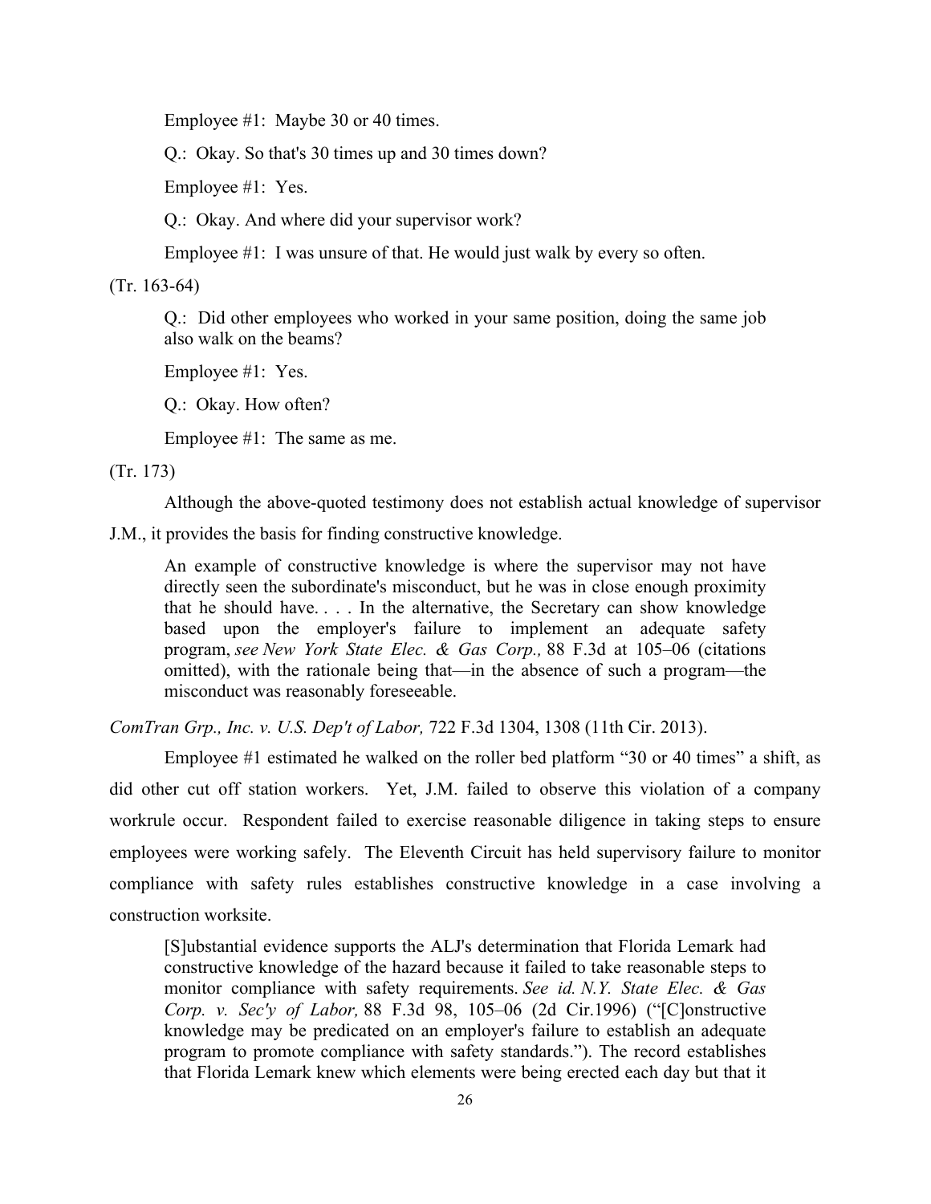Employee #1: Maybe 30 or 40 times.

Q.: Okay. So that's 30 times up and 30 times down?

Employee #1: Yes.

Q.: Okay. And where did your supervisor work?

Employee #1: I was unsure of that. He would just walk by every so often.

(Tr. 163-64)

> Q.: Did other employees who worked in your same position, doing the same job also walk on the beams?
>
> Employee #1: Yes.
>
> Q.: Okay. How often?
>
> Employee #1: The same as me.

(Tr. 173)

Although the above-quoted testimony does not establish actual knowledge of supervisor J.M., it provides the basis for finding constructive knowledge.

> An example of constructive knowledge is where the supervisor may not have directly seen the subordinate's misconduct, but he was in close enough proximity that he should have. . . . In the alternative, the Secretary can show knowledge based upon the employer's failure to implement an adequate safety program, *see New York State Elec. & Gas Corp.,* 88 F.3d at 105–06 (citations omitted), with the rationale being that—in the absence of such a program—the misconduct was reasonably foreseeable.

*ComTran Grp., Inc. v. U.S. Dep't of Labor,* 722 F.3d 1304, 1308 (11th Cir. 2013).

Employee #1 estimated he walked on the roller bed platform "30 or 40 times" a shift, as did other cut off station workers. Yet, J.M. failed to observe this violation of a company workrule occur. Respondent failed to exercise reasonable diligence in taking steps to ensure employees were working safely. The Eleventh Circuit has held supervisory failure to monitor compliance with safety rules establishes constructive knowledge in a case involving a construction worksite.

> [S]ubstantial evidence supports the ALJ's determination that Florida Lemark had constructive knowledge of the hazard because it failed to take reasonable steps to monitor compliance with safety requirements. *See id. N.Y. State Elec. & Gas Corp. v. Sec'y of Labor,* 88 F.3d 98, 105–06 (2d Cir.1996) ("[C]onstructive knowledge may be predicated on an employer's failure to establish an adequate program to promote compliance with safety standards."). The record establishes that Florida Lemark knew which elements were being erected each day but that it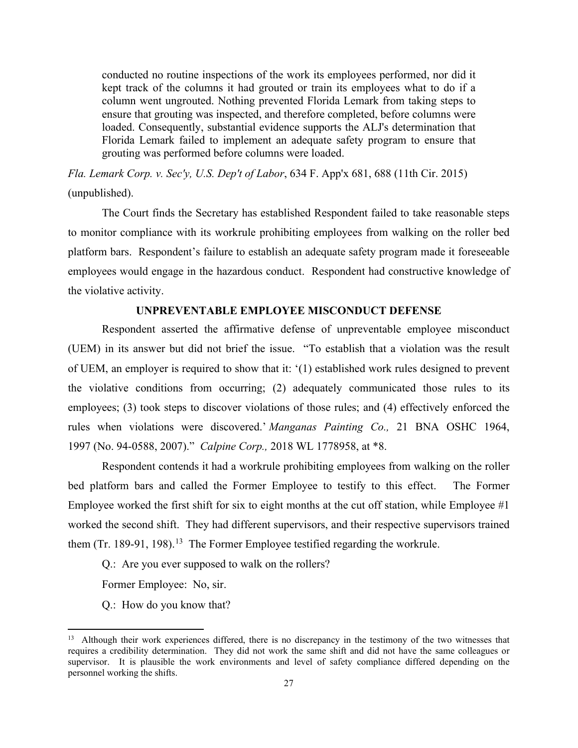> conducted no routine inspections of the work its employees performed, nor did it kept track of the columns it had grouted or train its employees what to do if a column went ungrouted. Nothing prevented Florida Lemark from taking steps to ensure that grouting was inspected, and therefore completed, before columns were loaded. Consequently, substantial evidence supports the ALJ's determination that Florida Lemark failed to implement an adequate safety program to ensure that grouting was performed before columns were loaded.

*Fla. Lemark Corp. v. Sec'y, U.S. Dep't of Labor*, 634 F. App'x 681, 688 (11th Cir. 2015) (unpublished).

The Court finds the Secretary has established Respondent failed to take reasonable steps to monitor compliance with its workrule prohibiting employees from walking on the roller bed platform bars. Respondent's failure to establish an adequate safety program made it foreseeable employees would engage in the hazardous conduct. Respondent had constructive knowledge of the violative activity.

**UNPREVENTABLE EMPLOYEE MISCONDUCT DEFENSE**

Respondent asserted the affirmative defense of unpreventable employee misconduct (UEM) in its answer but did not brief the issue. "To establish that a violation was the result of UEM, an employer is required to show that it: '(1) established work rules designed to prevent the violative conditions from occurring; (2) adequately communicated those rules to its employees; (3) took steps to discover violations of those rules; and (4) effectively enforced the rules when violations were discovered.' *Manganas Painting Co.,* 21 BNA OSHC 1964, 1997 (No. 94-0588, 2007)." *Calpine Corp.,* 2018 WL 1778958, at *8.

Respondent contends it had a workrule prohibiting employees from walking on the roller bed platform bars and called the Former Employee to testify to this effect. The Former Employee worked the first shift for six to eight months at the cut off station, while Employee #1 worked the second shift. They had different supervisors, and their respective supervisors trained them (Tr. 189-91, 198).[13] The Former Employee testified regarding the workrule.

Q.: Are you ever supposed to walk on the rollers?

Former Employee: No, sir.

Q.: How do you know that?

---

[13] Although their work experiences differed, there is no discrepancy in the testimony of the two witnesses that requires a credibility determination. They did not work the same shift and did not have the same colleagues or supervisor. It is plausible the work environments and level of safety compliance differed depending on the personnel working the shifts.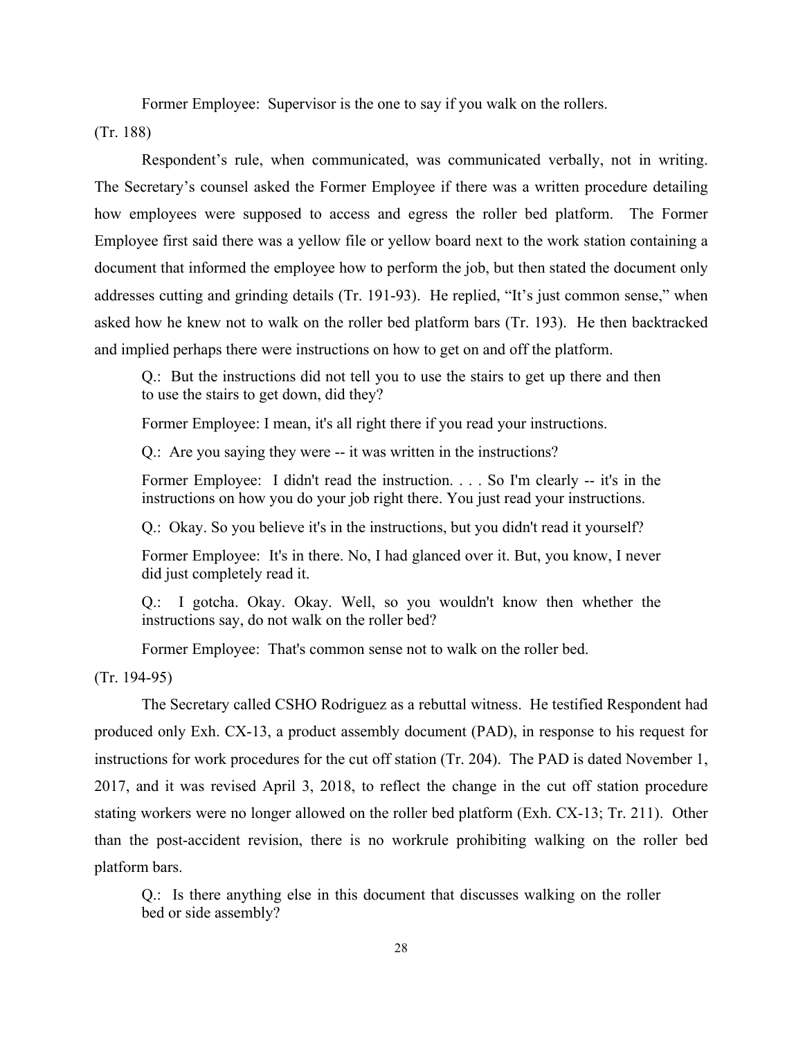Former Employee: Supervisor is the one to say if you walk on the rollers.

(Tr. 188)

Respondent's rule, when communicated, was communicated verbally, not in writing. The Secretary's counsel asked the Former Employee if there was a written procedure detailing how employees were supposed to access and egress the roller bed platform. The Former Employee first said there was a yellow file or yellow board next to the work station containing a document that informed the employee how to perform the job, but then stated the document only addresses cutting and grinding details (Tr. 191-93). He replied, "It's just common sense," when asked how he knew not to walk on the roller bed platform bars (Tr. 193). He then backtracked and implied perhaps there were instructions on how to get on and off the platform.

> Q.: But the instructions did not tell you to use the stairs to get up there and then to use the stairs to get down, did they?
>
> Former Employee: I mean, it's all right there if you read your instructions.
>
> Q.: Are you saying they were -- it was written in the instructions?
>
> Former Employee: I didn't read the instruction. . . . So I'm clearly -- it's in the instructions on how you do your job right there. You just read your instructions.
>
> Q.: Okay. So you believe it's in the instructions, but you didn't read it yourself?
>
> Former Employee: It's in there. No, I had glanced over it. But, you know, I never did just completely read it.
>
> Q.: I gotcha. Okay. Okay. Well, so you wouldn't know then whether the instructions say, do not walk on the roller bed?
>
> Former Employee: That's common sense not to walk on the roller bed.

(Tr. 194-95)

The Secretary called CSHO Rodriguez as a rebuttal witness. He testified Respondent had produced only Exh. CX-13, a product assembly document (PAD), in response to his request for instructions for work procedures for the cut off station (Tr. 204). The PAD is dated November 1, 2017, and it was revised April 3, 2018, to reflect the change in the cut off station procedure stating workers were no longer allowed on the roller bed platform (Exh. CX-13; Tr. 211). Other than the post-accident revision, there is no workrule prohibiting walking on the roller bed platform bars.

> Q.: Is there anything else in this document that discusses walking on the roller bed or side assembly?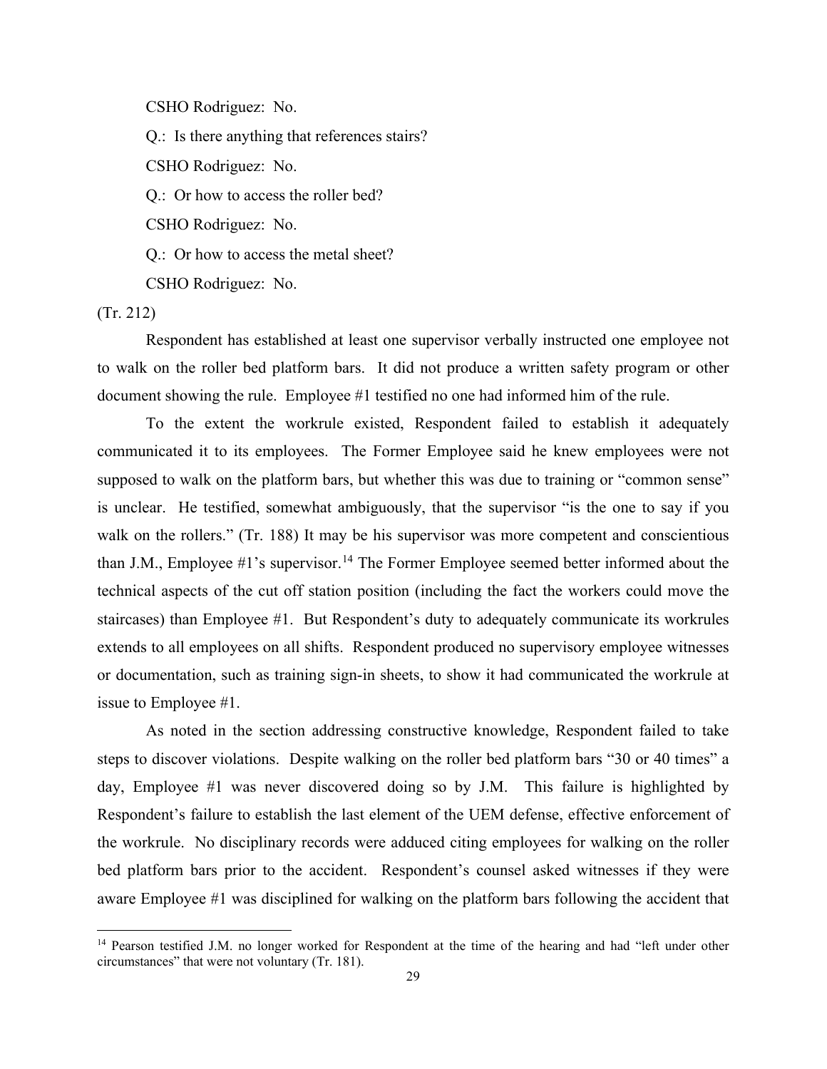CSHO Rodriguez: No.

Q.: Is there anything that references stairs?

CSHO Rodriguez: No.

Q.: Or how to access the roller bed?

CSHO Rodriguez: No.

Q.: Or how to access the metal sheet?

CSHO Rodriguez: No.

(Tr. 212)

Respondent has established at least one supervisor verbally instructed one employee not to walk on the roller bed platform bars. It did not produce a written safety program or other document showing the rule. Employee #1 testified no one had informed him of the rule.

To the extent the workrule existed, Respondent failed to establish it adequately communicated it to its employees. The Former Employee said he knew employees were not supposed to walk on the platform bars, but whether this was due to training or "common sense" is unclear. He testified, somewhat ambiguously, that the supervisor "is the one to say if you walk on the rollers." (Tr. 188) It may be his supervisor was more competent and conscientious than J.M., Employee #1's supervisor.[14] The Former Employee seemed better informed about the technical aspects of the cut off station position (including the fact the workers could move the staircases) than Employee #1. But Respondent's duty to adequately communicate its workrules extends to all employees on all shifts. Respondent produced no supervisory employee witnesses or documentation, such as training sign-in sheets, to show it had communicated the workrule at issue to Employee #1.

As noted in the section addressing constructive knowledge, Respondent failed to take steps to discover violations. Despite walking on the roller bed platform bars "30 or 40 times" a day, Employee #1 was never discovered doing so by J.M. This failure is highlighted by Respondent's failure to establish the last element of the UEM defense, effective enforcement of the workrule. No disciplinary records were adduced citing employees for walking on the roller bed platform bars prior to the accident. Respondent's counsel asked witnesses if they were aware Employee #1 was disciplined for walking on the platform bars following the accident that

[14] Pearson testified J.M. no longer worked for Respondent at the time of the hearing and had "left under other circumstances" that were not voluntary (Tr. 181).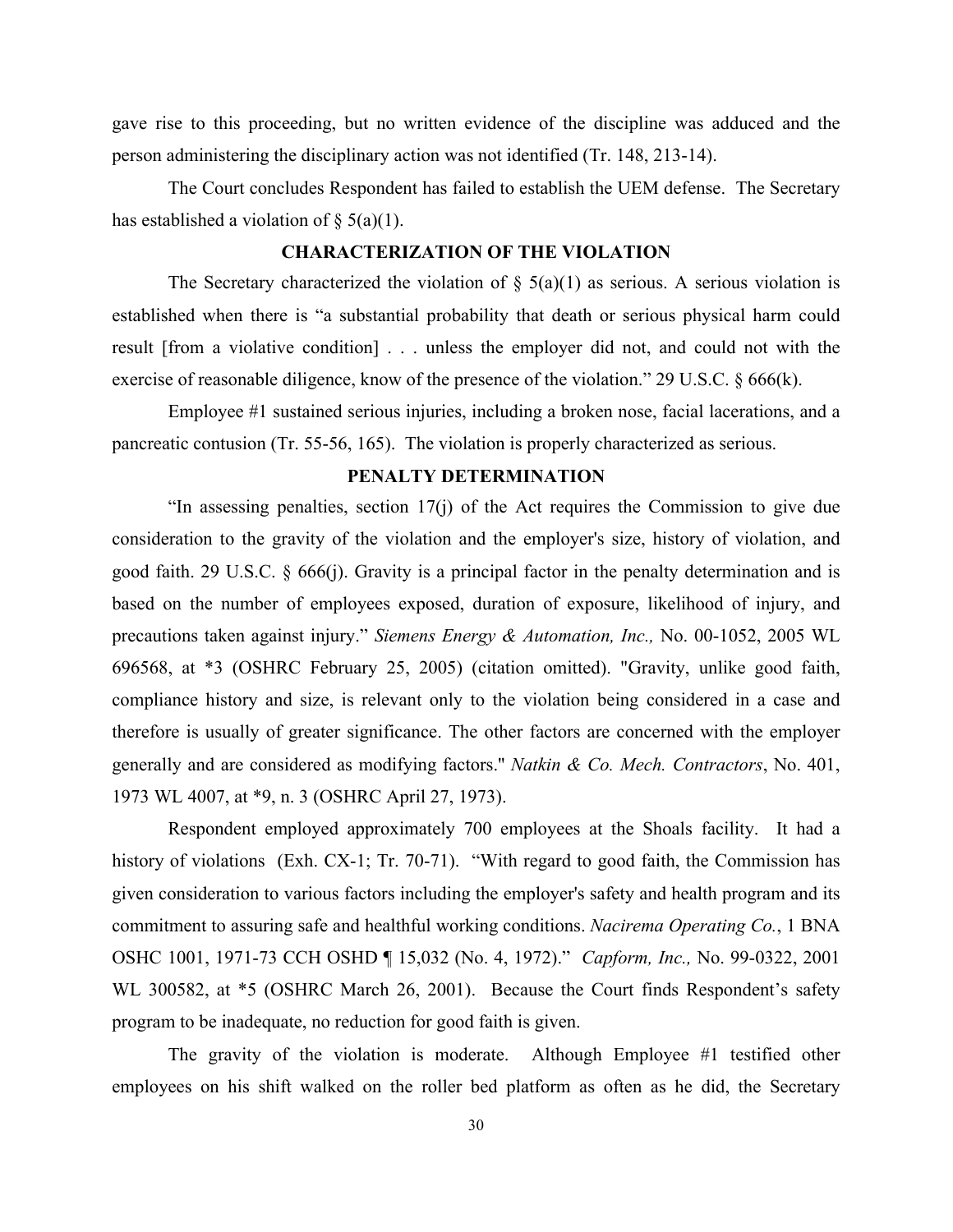gave rise to this proceeding, but no written evidence of the discipline was adduced and the person administering the disciplinary action was not identified (Tr. 148, 213-14).

The Court concludes Respondent has failed to establish the UEM defense. The Secretary has established a violation of § 5(a)(1).

## CHARACTERIZATION OF THE VIOLATION

The Secretary characterized the violation of § 5(a)(1) as serious. A serious violation is established when there is "a substantial probability that death or serious physical harm could result [from a violative condition] . . . unless the employer did not, and could not with the exercise of reasonable diligence, know of the presence of the violation." 29 U.S.C. § 666(k).

Employee #1 sustained serious injuries, including a broken nose, facial lacerations, and a pancreatic contusion (Tr. 55-56, 165). The violation is properly characterized as serious.

## PENALTY DETERMINATION

"In assessing penalties, section 17(j) of the Act requires the Commission to give due consideration to the gravity of the violation and the employer's size, history of violation, and good faith. 29 U.S.C. § 666(j). Gravity is a principal factor in the penalty determination and is based on the number of employees exposed, duration of exposure, likelihood of injury, and precautions taken against injury." *Siemens Energy & Automation, Inc.,* No. 00-1052, 2005 WL 696568, at *3 (OSHRC February 25, 2005) (citation omitted). "Gravity, unlike good faith, compliance history and size, is relevant only to the violation being considered in a case and therefore is usually of greater significance. The other factors are concerned with the employer generally and are considered as modifying factors." *Natkin & Co. Mech. Contractors*, No. 401, 1973 WL 4007, at *9, n. 3 (OSHRC April 27, 1973).

Respondent employed approximately 700 employees at the Shoals facility. It had a history of violations (Exh. CX-1; Tr. 70-71). "With regard to good faith, the Commission has given consideration to various factors including the employer's safety and health program and its commitment to assuring safe and healthful working conditions. *Nacirema Operating Co.*, 1 BNA OSHC 1001, 1971-73 CCH OSHD ¶ 15,032 (No. 4, 1972)." *Capform, Inc.,* No. 99-0322, 2001 WL 300582, at *5 (OSHRC March 26, 2001). Because the Court finds Respondent's safety program to be inadequate, no reduction for good faith is given.

The gravity of the violation is moderate. Although Employee #1 testified other employees on his shift walked on the roller bed platform as often as he did, the Secretary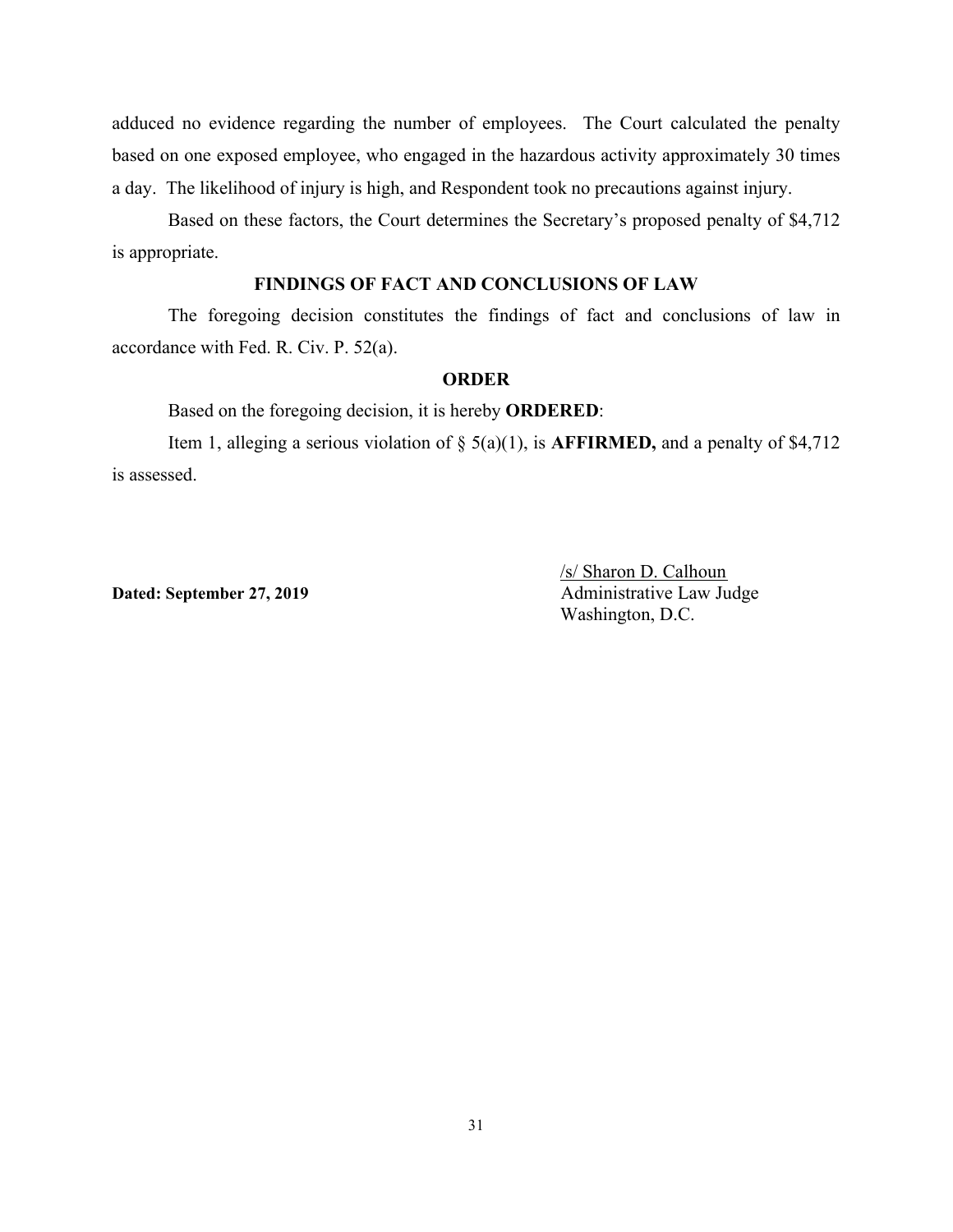adduced no evidence regarding the number of employees. The Court calculated the penalty based on one exposed employee, who engaged in the hazardous activity approximately 30 times a day. The likelihood of injury is high, and Respondent took no precautions against injury.

Based on these factors, the Court determines the Secretary's proposed penalty of $4,712 is appropriate.

## FINDINGS OF FACT AND CONCLUSIONS OF LAW

The foregoing decision constitutes the findings of fact and conclusions of law in accordance with Fed. R. Civ. P. 52(a).

## ORDER

Based on the foregoing decision, it is hereby **ORDERED**:

Item 1, alleging a serious violation of § 5(a)(1), is **AFFIRMED,** and a penalty of $4,712 is assessed.

/s/ Sharon D. Calhoun
Administrative Law Judge
Washington, D.C.

**Dated: September 27, 2019**